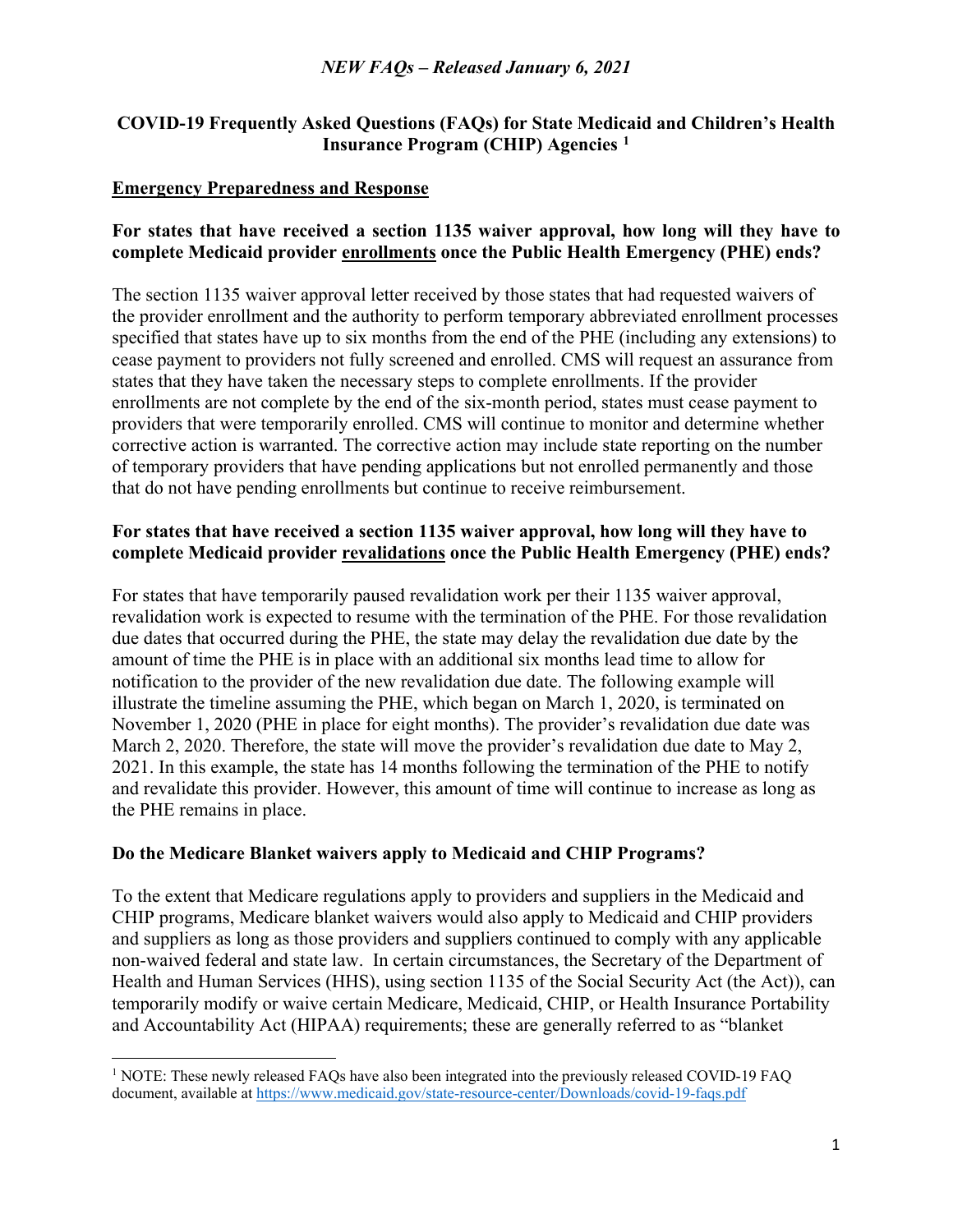*NEW FAQs – Released January 6, 2021*

# COVID-19 Frequently Asked Questions (FAQs) for State Medicaid and Children's Health Insurance Program (CHIP) Agencies [1]

## Emergency Preparedness and Response

### For states that have received a section 1135 waiver approval, how long will they have to complete Medicaid provider enrollments once the Public Health Emergency (PHE) ends?

The section 1135 waiver approval letter received by those states that had requested waivers of the provider enrollment and the authority to perform temporary abbreviated enrollment processes specified that states have up to six months from the end of the PHE (including any extensions) to cease payment to providers not fully screened and enrolled. CMS will request an assurance from states that they have taken the necessary steps to complete enrollments. If the provider enrollments are not complete by the end of the six-month period, states must cease payment to providers that were temporarily enrolled. CMS will continue to monitor and determine whether corrective action is warranted. The corrective action may include state reporting on the number of temporary providers that have pending applications but not enrolled permanently and those that do not have pending enrollments but continue to receive reimbursement.

### For states that have received a section 1135 waiver approval, how long will they have to complete Medicaid provider revalidations once the Public Health Emergency (PHE) ends?

For states that have temporarily paused revalidation work per their 1135 waiver approval, revalidation work is expected to resume with the termination of the PHE. For those revalidation due dates that occurred during the PHE, the state may delay the revalidation due date by the amount of time the PHE is in place with an additional six months lead time to allow for notification to the provider of the new revalidation due date. The following example will illustrate the timeline assuming the PHE, which began on March 1, 2020, is terminated on November 1, 2020 (PHE in place for eight months). The provider's revalidation due date was March 2, 2020. Therefore, the state will move the provider's revalidation due date to May 2, 2021. In this example, the state has 14 months following the termination of the PHE to notify and revalidate this provider. However, this amount of time will continue to increase as long as the PHE remains in place.

### Do the Medicare Blanket waivers apply to Medicaid and CHIP Programs?

To the extent that Medicare regulations apply to providers and suppliers in the Medicaid and CHIP programs, Medicare blanket waivers would also apply to Medicaid and CHIP providers and suppliers as long as those providers and suppliers continued to comply with any applicable non-waived federal and state law. In certain circumstances, the Secretary of the Department of Health and Human Services (HHS), using section 1135 of the Social Security Act (the Act)), can temporarily modify or waive certain Medicare, Medicaid, CHIP, or Health Insurance Portability and Accountability Act (HIPAA) requirements; these are generally referred to as "blanket

---

[1] NOTE: These newly released FAQs have also been integrated into the previously released COVID-19 FAQ document, available at https://www.medicaid.gov/state-resource-center/Downloads/covid-19-faqs.pdf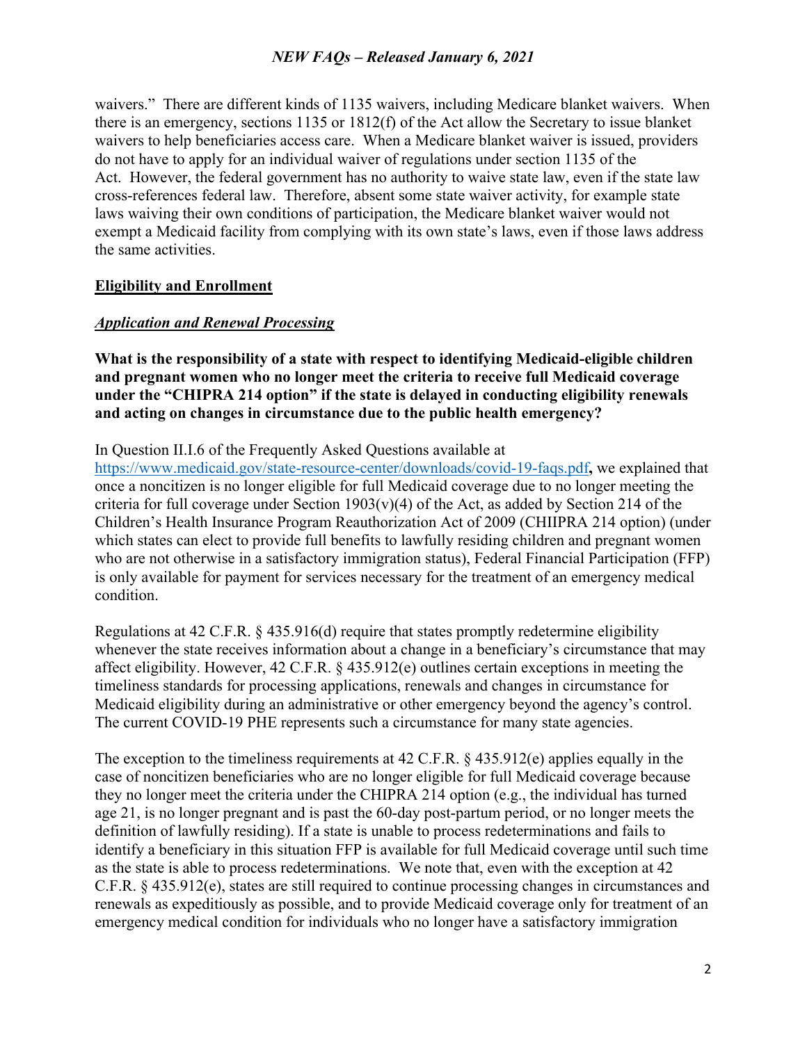waivers." There are different kinds of 1135 waivers, including Medicare blanket waivers. When there is an emergency, sections 1135 or 1812(f) of the Act allow the Secretary to issue blanket waivers to help beneficiaries access care. When a Medicare blanket waiver is issued, providers do not have to apply for an individual waiver of regulations under section 1135 of the Act. However, the federal government has no authority to waive state law, even if the state law cross-references federal law. Therefore, absent some state waiver activity, for example state laws waiving their own conditions of participation, the Medicare blanket waiver would not exempt a Medicaid facility from complying with its own state's laws, even if those laws address the same activities.

## Eligibility and Enrollment

### *Application and Renewal Processing*

**What is the responsibility of a state with respect to identifying Medicaid-eligible children and pregnant women who no longer meet the criteria to receive full Medicaid coverage under the "CHIPRA 214 option" if the state is delayed in conducting eligibility renewals and acting on changes in circumstance due to the public health emergency?**

In Question II.I.6 of the Frequently Asked Questions available at [https://www.medicaid.gov/state-resource-center/downloads/covid-19-faqs.pdf](https://www.medicaid.gov/state-resource-center/downloads/covid-19-faqs.pdf), we explained that once a noncitizen is no longer eligible for full Medicaid coverage due to no longer meeting the criteria for full coverage under Section 1903(v)(4) of the Act, as added by Section 214 of the Children's Health Insurance Program Reauthorization Act of 2009 (CHIIPRA 214 option) (under which states can elect to provide full benefits to lawfully residing children and pregnant women who are not otherwise in a satisfactory immigration status), Federal Financial Participation (FFP) is only available for payment for services necessary for the treatment of an emergency medical condition.

Regulations at 42 C.F.R. § 435.916(d) require that states promptly redetermine eligibility whenever the state receives information about a change in a beneficiary's circumstance that may affect eligibility. However, 42 C.F.R. § 435.912(e) outlines certain exceptions in meeting the timeliness standards for processing applications, renewals and changes in circumstance for Medicaid eligibility during an administrative or other emergency beyond the agency's control. The current COVID-19 PHE represents such a circumstance for many state agencies.

The exception to the timeliness requirements at 42 C.F.R. § 435.912(e) applies equally in the case of noncitizen beneficiaries who are no longer eligible for full Medicaid coverage because they no longer meet the criteria under the CHIPRA 214 option (e.g., the individual has turned age 21, is no longer pregnant and is past the 60-day post-partum period, or no longer meets the definition of lawfully residing). If a state is unable to process redeterminations and fails to identify a beneficiary in this situation FFP is available for full Medicaid coverage until such time as the state is able to process redeterminations. We note that, even with the exception at 42 C.F.R. § 435.912(e), states are still required to continue processing changes in circumstances and renewals as expeditiously as possible, and to provide Medicaid coverage only for treatment of an emergency medical condition for individuals who no longer have a satisfactory immigration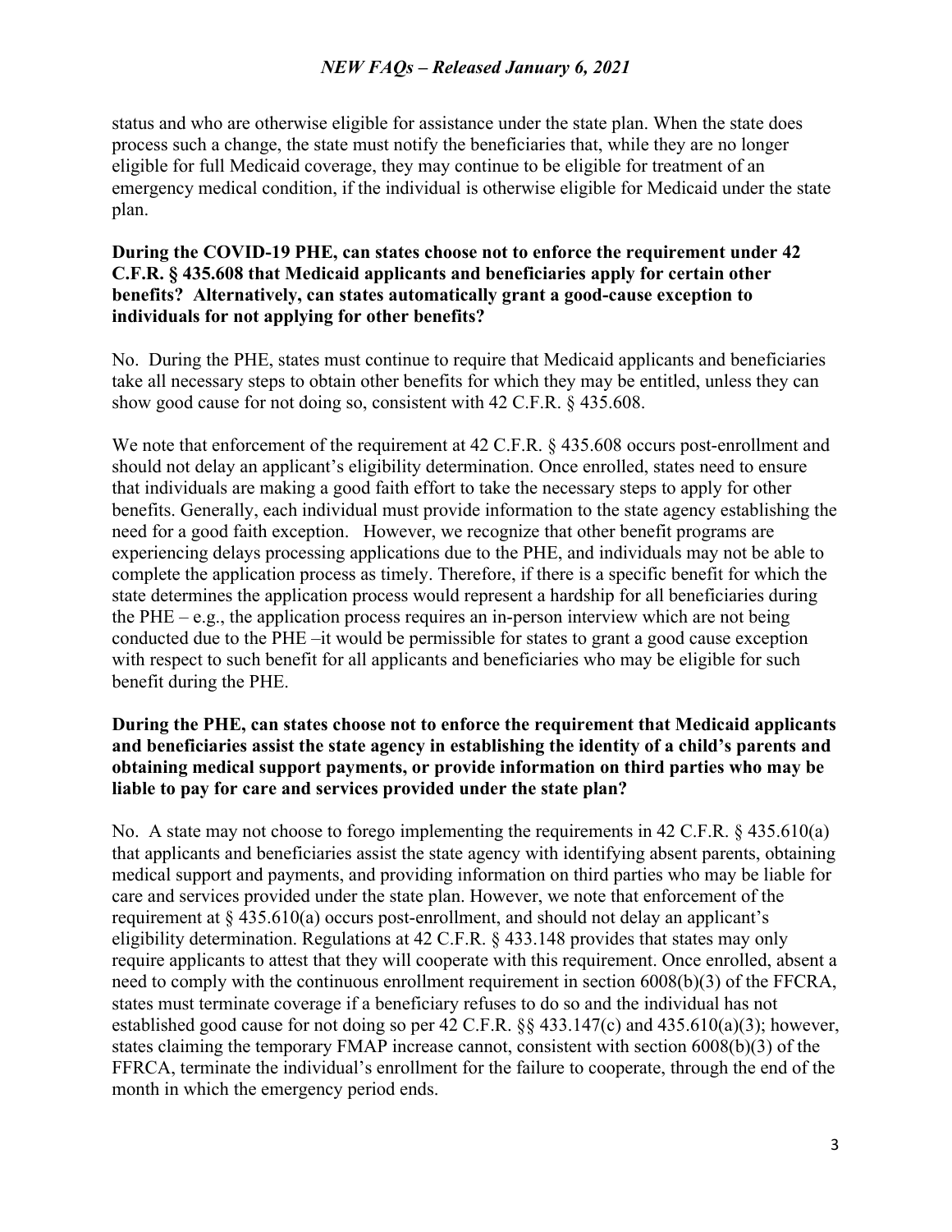status and who are otherwise eligible for assistance under the state plan. When the state does process such a change, the state must notify the beneficiaries that, while they are no longer eligible for full Medicaid coverage, they may continue to be eligible for treatment of an emergency medical condition, if the individual is otherwise eligible for Medicaid under the state plan.

**During the COVID-19 PHE, can states choose not to enforce the requirement under 42 C.F.R. § 435.608 that Medicaid applicants and beneficiaries apply for certain other benefits? Alternatively, can states automatically grant a good-cause exception to individuals for not applying for other benefits?**

No. During the PHE, states must continue to require that Medicaid applicants and beneficiaries take all necessary steps to obtain other benefits for which they may be entitled, unless they can show good cause for not doing so, consistent with 42 C.F.R. § 435.608.

We note that enforcement of the requirement at 42 C.F.R. § 435.608 occurs post-enrollment and should not delay an applicant's eligibility determination. Once enrolled, states need to ensure that individuals are making a good faith effort to take the necessary steps to apply for other benefits. Generally, each individual must provide information to the state agency establishing the need for a good faith exception. However, we recognize that other benefit programs are experiencing delays processing applications due to the PHE, and individuals may not be able to complete the application process as timely. Therefore, if there is a specific benefit for which the state determines the application process would represent a hardship for all beneficiaries during the PHE – e.g., the application process requires an in-person interview which are not being conducted due to the PHE –it would be permissible for states to grant a good cause exception with respect to such benefit for all applicants and beneficiaries who may be eligible for such benefit during the PHE.

**During the PHE, can states choose not to enforce the requirement that Medicaid applicants and beneficiaries assist the state agency in establishing the identity of a child's parents and obtaining medical support payments, or provide information on third parties who may be liable to pay for care and services provided under the state plan?**

No. A state may not choose to forego implementing the requirements in 42 C.F.R. § 435.610(a) that applicants and beneficiaries assist the state agency with identifying absent parents, obtaining medical support and payments, and providing information on third parties who may be liable for care and services provided under the state plan. However, we note that enforcement of the requirement at § 435.610(a) occurs post-enrollment, and should not delay an applicant's eligibility determination. Regulations at 42 C.F.R. § 433.148 provides that states may only require applicants to attest that they will cooperate with this requirement. Once enrolled, absent a need to comply with the continuous enrollment requirement in section 6008(b)(3) of the FFCRA, states must terminate coverage if a beneficiary refuses to do so and the individual has not established good cause for not doing so per 42 C.F.R. §§ 433.147(c) and 435.610(a)(3); however, states claiming the temporary FMAP increase cannot, consistent with section 6008(b)(3) of the FFRCA, terminate the individual's enrollment for the failure to cooperate, through the end of the month in which the emergency period ends.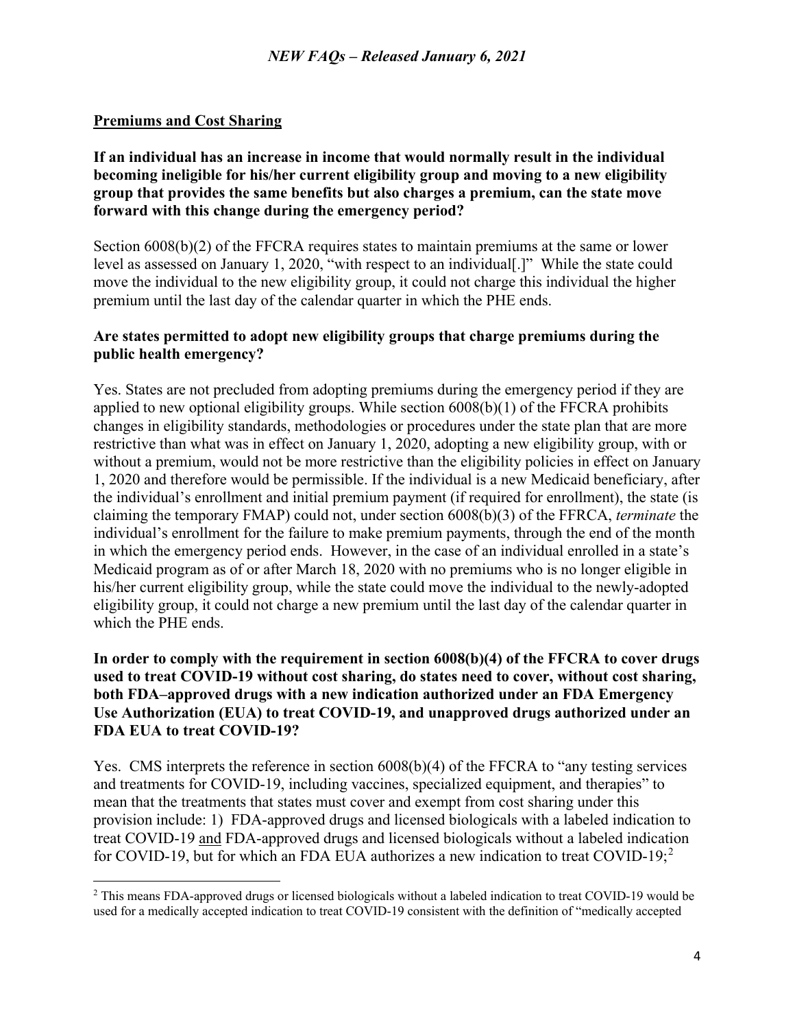*NEW FAQs – Released January 6, 2021*

**Premiums and Cost Sharing**

**If an individual has an increase in income that would normally result in the individual becoming ineligible for his/her current eligibility group and moving to a new eligibility group that provides the same benefits but also charges a premium, can the state move forward with this change during the emergency period?**

Section 6008(b)(2) of the FFCRA requires states to maintain premiums at the same or lower level as assessed on January 1, 2020, "with respect to an individual[.]" While the state could move the individual to the new eligibility group, it could not charge this individual the higher premium until the last day of the calendar quarter in which the PHE ends.

**Are states permitted to adopt new eligibility groups that charge premiums during the public health emergency?**

Yes. States are not precluded from adopting premiums during the emergency period if they are applied to new optional eligibility groups. While section 6008(b)(1) of the FFCRA prohibits changes in eligibility standards, methodologies or procedures under the state plan that are more restrictive than what was in effect on January 1, 2020, adopting a new eligibility group, with or without a premium, would not be more restrictive than the eligibility policies in effect on January 1, 2020 and therefore would be permissible. If the individual is a new Medicaid beneficiary, after the individual's enrollment and initial premium payment (if required for enrollment), the state (is claiming the temporary FMAP) could not, under section 6008(b)(3) of the FFRCA, *terminate* the individual's enrollment for the failure to make premium payments, through the end of the month in which the emergency period ends. However, in the case of an individual enrolled in a state's Medicaid program as of or after March 18, 2020 with no premiums who is no longer eligible in his/her current eligibility group, while the state could move the individual to the newly-adopted eligibility group, it could not charge a new premium until the last day of the calendar quarter in which the PHE ends.

**In order to comply with the requirement in section 6008(b)(4) of the FFCRA to cover drugs used to treat COVID-19 without cost sharing, do states need to cover, without cost sharing, both FDA–approved drugs with a new indication authorized under an FDA Emergency Use Authorization (EUA) to treat COVID-19, and unapproved drugs authorized under an FDA EUA to treat COVID-19?**

Yes. CMS interprets the reference in section 6008(b)(4) of the FFCRA to "any testing services and treatments for COVID-19, including vaccines, specialized equipment, and therapies" to mean that the treatments that states must cover and exempt from cost sharing under this provision include: 1) FDA-approved drugs and licensed biologicals with a labeled indication to treat COVID-19 <u>and</u> FDA-approved drugs and licensed biologicals without a labeled indication for COVID-19, but for which an FDA EUA authorizes a new indication to treat COVID-19;[2]

[2] This means FDA-approved drugs or licensed biologicals without a labeled indication to treat COVID-19 would be used for a medically accepted indication to treat COVID-19 consistent with the definition of "medically accepted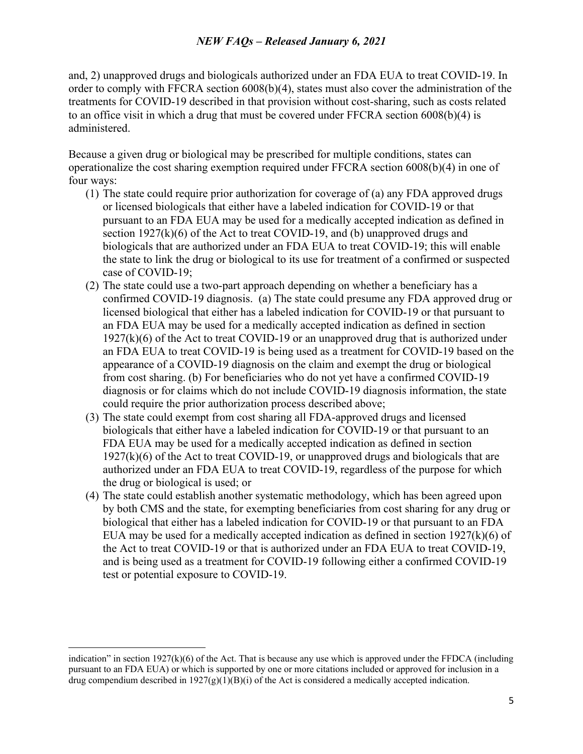and, 2) unapproved drugs and biologicals authorized under an FDA EUA to treat COVID-19. In order to comply with FFCRA section 6008(b)(4), states must also cover the administration of the treatments for COVID-19 described in that provision without cost-sharing, such as costs related to an office visit in which a drug that must be covered under FFCRA section 6008(b)(4) is administered.

Because a given drug or biological may be prescribed for multiple conditions, states can operationalize the cost sharing exemption required under FFCRA section 6008(b)(4) in one of four ways:

1. The state could require prior authorization for coverage of (a) any FDA approved drugs or licensed biologicals that either have a labeled indication for COVID-19 or that pursuant to an FDA EUA may be used for a medically accepted indication as defined in section 1927(k)(6) of the Act to treat COVID-19, and (b) unapproved drugs and biologicals that are authorized under an FDA EUA to treat COVID-19; this will enable the state to link the drug or biological to its use for treatment of a confirmed or suspected case of COVID-19;
2. The state could use a two-part approach depending on whether a beneficiary has a confirmed COVID-19 diagnosis. (a) The state could presume any FDA approved drug or licensed biological that either has a labeled indication for COVID-19 or that pursuant to an FDA EUA may be used for a medically accepted indication as defined in section 1927(k)(6) of the Act to treat COVID-19 or an unapproved drug that is authorized under an FDA EUA to treat COVID-19 is being used as a treatment for COVID-19 based on the appearance of a COVID-19 diagnosis on the claim and exempt the drug or biological from cost sharing. (b) For beneficiaries who do not yet have a confirmed COVID-19 diagnosis or for claims which do not include COVID-19 diagnosis information, the state could require the prior authorization process described above;
3. The state could exempt from cost sharing all FDA-approved drugs and licensed biologicals that either have a labeled indication for COVID-19 or that pursuant to an FDA EUA may be used for a medically accepted indication as defined in section 1927(k)(6) of the Act to treat COVID-19, or unapproved drugs and biologicals that are authorized under an FDA EUA to treat COVID-19, regardless of the purpose for which the drug or biological is used; or
4. The state could establish another systematic methodology, which has been agreed upon by both CMS and the state, for exempting beneficiaries from cost sharing for any drug or biological that either has a labeled indication for COVID-19 or that pursuant to an FDA EUA may be used for a medically accepted indication as defined in section 1927(k)(6) of the Act to treat COVID-19 or that is authorized under an FDA EUA to treat COVID-19, and is being used as a treatment for COVID-19 following either a confirmed COVID-19 test or potential exposure to COVID-19.

---

indication" in section 1927(k)(6) of the Act. That is because any use which is approved under the FFDCA (including pursuant to an FDA EUA) or which is supported by one or more citations included or approved for inclusion in a drug compendium described in 1927(g)(1)(B)(i) of the Act is considered a medically accepted indication.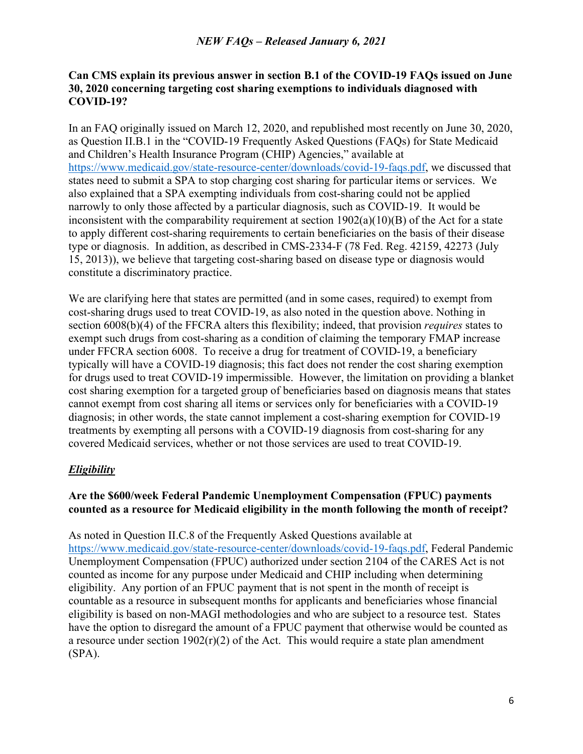*NEW FAQs – Released January 6, 2021*

**Can CMS explain its previous answer in section B.1 of the COVID-19 FAQs issued on June 30, 2020 concerning targeting cost sharing exemptions to individuals diagnosed with COVID-19?**

In an FAQ originally issued on March 12, 2020, and republished most recently on June 30, 2020, as Question II.B.1 in the "COVID-19 Frequently Asked Questions (FAQs) for State Medicaid and Children's Health Insurance Program (CHIP) Agencies," available at https://www.medicaid.gov/state-resource-center/downloads/covid-19-faqs.pdf, we discussed that states need to submit a SPA to stop charging cost sharing for particular items or services. We also explained that a SPA exempting individuals from cost-sharing could not be applied narrowly to only those affected by a particular diagnosis, such as COVID-19. It would be inconsistent with the comparability requirement at section 1902(a)(10)(B) of the Act for a state to apply different cost-sharing requirements to certain beneficiaries on the basis of their disease type or diagnosis. In addition, as described in CMS-2334-F (78 Fed. Reg. 42159, 42273 (July 15, 2013)), we believe that targeting cost-sharing based on disease type or diagnosis would constitute a discriminatory practice.

We are clarifying here that states are permitted (and in some cases, required) to exempt from cost-sharing drugs used to treat COVID-19, as also noted in the question above. Nothing in section 6008(b)(4) of the FFCRA alters this flexibility; indeed, that provision *requires* states to exempt such drugs from cost-sharing as a condition of claiming the temporary FMAP increase under FFCRA section 6008. To receive a drug for treatment of COVID-19, a beneficiary typically will have a COVID-19 diagnosis; this fact does not render the cost sharing exemption for drugs used to treat COVID-19 impermissible. However, the limitation on providing a blanket cost sharing exemption for a targeted group of beneficiaries based on diagnosis means that states cannot exempt from cost sharing all items or services only for beneficiaries with a COVID-19 diagnosis; in other words, the state cannot implement a cost-sharing exemption for COVID-19 treatments by exempting all persons with a COVID-19 diagnosis from cost-sharing for any covered Medicaid services, whether or not those services are used to treat COVID-19.

## ***Eligibility***

**Are the $600/week Federal Pandemic Unemployment Compensation (FPUC) payments counted as a resource for Medicaid eligibility in the month following the month of receipt?**

As noted in Question II.C.8 of the Frequently Asked Questions available at https://www.medicaid.gov/state-resource-center/downloads/covid-19-faqs.pdf, Federal Pandemic Unemployment Compensation (FPUC) authorized under section 2104 of the CARES Act is not counted as income for any purpose under Medicaid and CHIP including when determining eligibility. Any portion of an FPUC payment that is not spent in the month of receipt is countable as a resource in subsequent months for applicants and beneficiaries whose financial eligibility is based on non-MAGI methodologies and who are subject to a resource test. States have the option to disregard the amount of a FPUC payment that otherwise would be counted as a resource under section 1902(r)(2) of the Act. This would require a state plan amendment (SPA).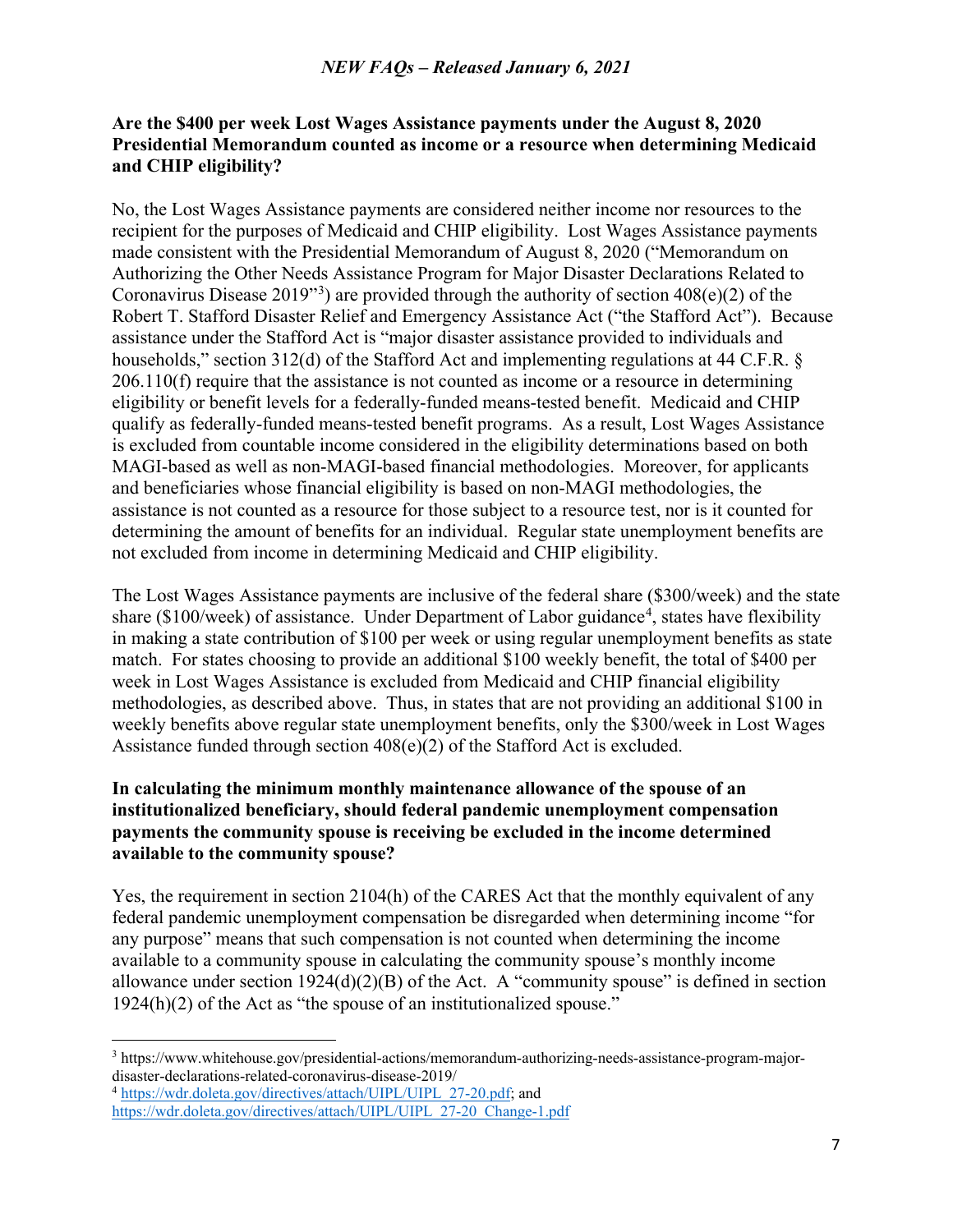*NEW FAQs – Released January 6, 2021*

**Are the $400 per week Lost Wages Assistance payments under the August 8, 2020 Presidential Memorandum counted as income or a resource when determining Medicaid and CHIP eligibility?**

No, the Lost Wages Assistance payments are considered neither income nor resources to the recipient for the purposes of Medicaid and CHIP eligibility. Lost Wages Assistance payments made consistent with the Presidential Memorandum of August 8, 2020 ("Memorandum on Authorizing the Other Needs Assistance Program for Major Disaster Declarations Related to Coronavirus Disease 2019"[3]) are provided through the authority of section 408(e)(2) of the Robert T. Stafford Disaster Relief and Emergency Assistance Act ("the Stafford Act"). Because assistance under the Stafford Act is "major disaster assistance provided to individuals and households," section 312(d) of the Stafford Act and implementing regulations at 44 C.F.R. § 206.110(f) require that the assistance is not counted as income or a resource in determining eligibility or benefit levels for a federally-funded means-tested benefit. Medicaid and CHIP qualify as federally-funded means-tested benefit programs. As a result, Lost Wages Assistance is excluded from countable income considered in the eligibility determinations based on both MAGI-based as well as non-MAGI-based financial methodologies. Moreover, for applicants and beneficiaries whose financial eligibility is based on non-MAGI methodologies, the assistance is not counted as a resource for those subject to a resource test, nor is it counted for determining the amount of benefits for an individual. Regular state unemployment benefits are not excluded from income in determining Medicaid and CHIP eligibility.

The Lost Wages Assistance payments are inclusive of the federal share ($300/week) and the state share ($100/week) of assistance. Under Department of Labor guidance[4], states have flexibility in making a state contribution of $100 per week or using regular unemployment benefits as state match. For states choosing to provide an additional $100 weekly benefit, the total of $400 per week in Lost Wages Assistance is excluded from Medicaid and CHIP financial eligibility methodologies, as described above. Thus, in states that are not providing an additional $100 in weekly benefits above regular state unemployment benefits, only the $300/week in Lost Wages Assistance funded through section 408(e)(2) of the Stafford Act is excluded.

**In calculating the minimum monthly maintenance allowance of the spouse of an institutionalized beneficiary, should federal pandemic unemployment compensation payments the community spouse is receiving be excluded in the income determined available to the community spouse?**

Yes, the requirement in section 2104(h) of the CARES Act that the monthly equivalent of any federal pandemic unemployment compensation be disregarded when determining income "for any purpose" means that such compensation is not counted when determining the income available to a community spouse in calculating the community spouse's monthly income allowance under section 1924(d)(2)(B) of the Act. A "community spouse" is defined in section 1924(h)(2) of the Act as "the spouse of an institutionalized spouse."

---

[3] https://www.whitehouse.gov/presidential-actions/memorandum-authorizing-needs-assistance-program-major-disaster-declarations-related-coronavirus-disease-2019/

[4] https://wdr.doleta.gov/directives/attach/UIPL/UIPL_27-20.pdf; and https://wdr.doleta.gov/directives/attach/UIPL/UIPL_27-20_Change-1.pdf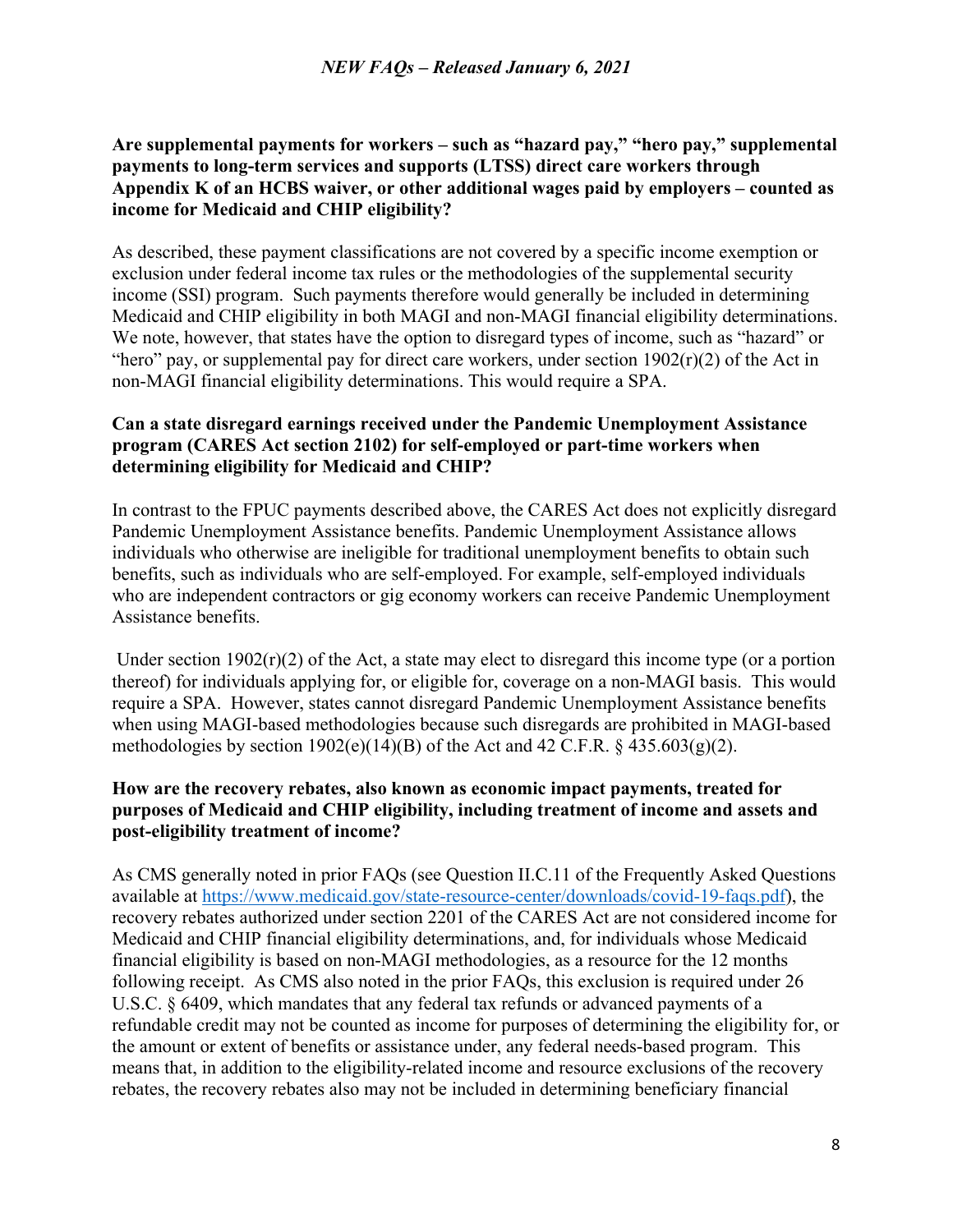*NEW FAQs – Released January 6, 2021*

**Are supplemental payments for workers – such as "hazard pay," "hero pay," supplemental payments to long-term services and supports (LTSS) direct care workers through Appendix K of an HCBS waiver, or other additional wages paid by employers – counted as income for Medicaid and CHIP eligibility?**

As described, these payment classifications are not covered by a specific income exemption or exclusion under federal income tax rules or the methodologies of the supplemental security income (SSI) program. Such payments therefore would generally be included in determining Medicaid and CHIP eligibility in both MAGI and non-MAGI financial eligibility determinations. We note, however, that states have the option to disregard types of income, such as "hazard" or "hero" pay, or supplemental pay for direct care workers, under section 1902(r)(2) of the Act in non-MAGI financial eligibility determinations. This would require a SPA.

**Can a state disregard earnings received under the Pandemic Unemployment Assistance program (CARES Act section 2102) for self-employed or part-time workers when determining eligibility for Medicaid and CHIP?**

In contrast to the FPUC payments described above, the CARES Act does not explicitly disregard Pandemic Unemployment Assistance benefits. Pandemic Unemployment Assistance allows individuals who otherwise are ineligible for traditional unemployment benefits to obtain such benefits, such as individuals who are self-employed. For example, self-employed individuals who are independent contractors or gig economy workers can receive Pandemic Unemployment Assistance benefits.

Under section 1902(r)(2) of the Act, a state may elect to disregard this income type (or a portion thereof) for individuals applying for, or eligible for, coverage on a non-MAGI basis. This would require a SPA. However, states cannot disregard Pandemic Unemployment Assistance benefits when using MAGI-based methodologies because such disregards are prohibited in MAGI-based methodologies by section 1902(e)(14)(B) of the Act and 42 C.F.R. § 435.603(g)(2).

**How are the recovery rebates, also known as economic impact payments, treated for purposes of Medicaid and CHIP eligibility, including treatment of income and assets and post-eligibility treatment of income?**

As CMS generally noted in prior FAQs (see Question II.C.11 of the Frequently Asked Questions available at [https://www.medicaid.gov/state-resource-center/downloads/covid-19-faqs.pdf](https://www.medicaid.gov/state-resource-center/downloads/covid-19-faqs.pdf)), the recovery rebates authorized under section 2201 of the CARES Act are not considered income for Medicaid and CHIP financial eligibility determinations, and, for individuals whose Medicaid financial eligibility is based on non-MAGI methodologies, as a resource for the 12 months following receipt. As CMS also noted in the prior FAQs, this exclusion is required under 26 U.S.C. § 6409, which mandates that any federal tax refunds or advanced payments of a refundable credit may not be counted as income for purposes of determining the eligibility for, or the amount or extent of benefits or assistance under, any federal needs-based program. This means that, in addition to the eligibility-related income and resource exclusions of the recovery rebates, the recovery rebates also may not be included in determining beneficiary financial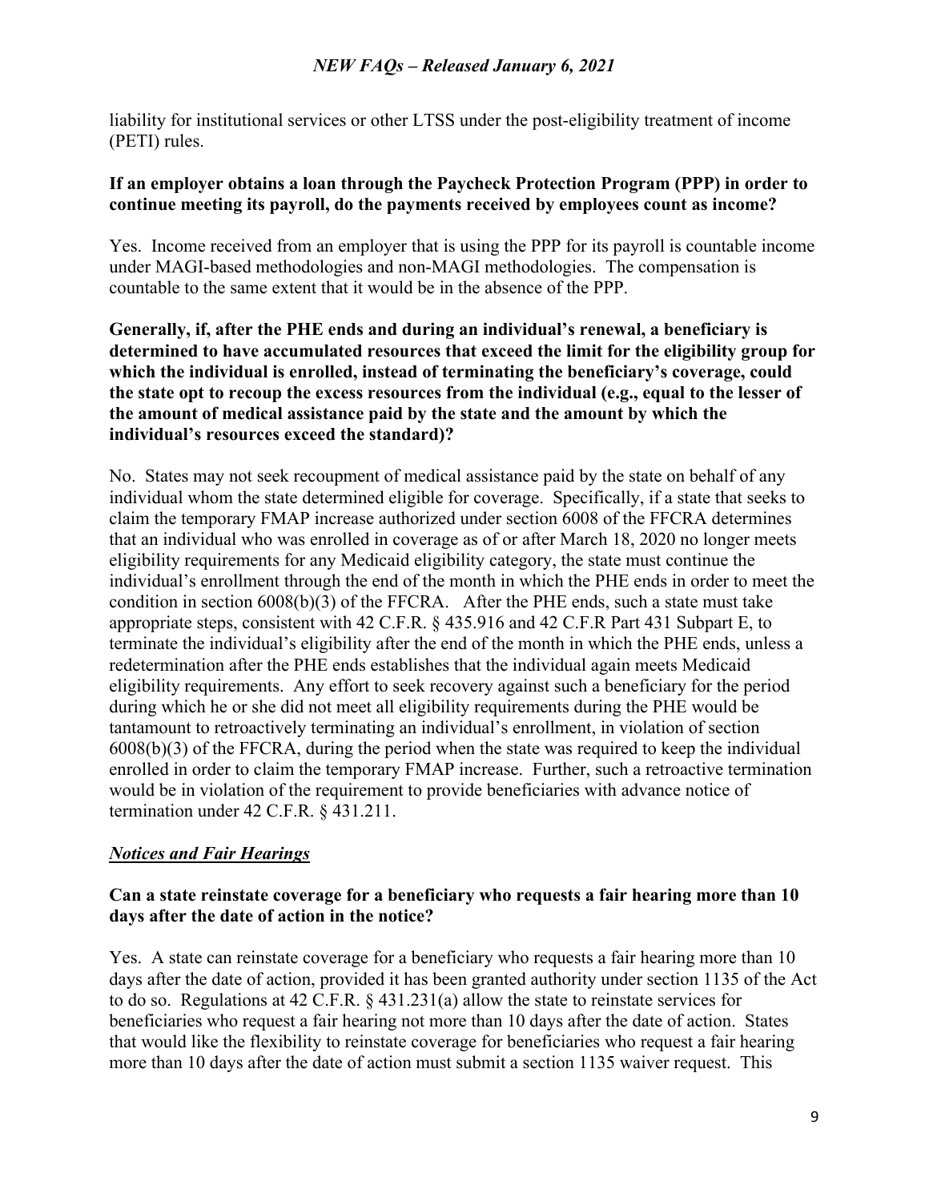liability for institutional services or other LTSS under the post-eligibility treatment of income (PETI) rules.

**If an employer obtains a loan through the Paycheck Protection Program (PPP) in order to continue meeting its payroll, do the payments received by employees count as income?**

Yes. Income received from an employer that is using the PPP for its payroll is countable income under MAGI-based methodologies and non-MAGI methodologies. The compensation is countable to the same extent that it would be in the absence of the PPP.

**Generally, if, after the PHE ends and during an individual's renewal, a beneficiary is determined to have accumulated resources that exceed the limit for the eligibility group for which the individual is enrolled, instead of terminating the beneficiary's coverage, could the state opt to recoup the excess resources from the individual (e.g., equal to the lesser of the amount of medical assistance paid by the state and the amount by which the individual's resources exceed the standard)?**

No. States may not seek recoupment of medical assistance paid by the state on behalf of any individual whom the state determined eligible for coverage. Specifically, if a state that seeks to claim the temporary FMAP increase authorized under section 6008 of the FFCRA determines that an individual who was enrolled in coverage as of or after March 18, 2020 no longer meets eligibility requirements for any Medicaid eligibility category, the state must continue the individual's enrollment through the end of the month in which the PHE ends in order to meet the condition in section 6008(b)(3) of the FFCRA. After the PHE ends, such a state must take appropriate steps, consistent with 42 C.F.R. § 435.916 and 42 C.F.R Part 431 Subpart E, to terminate the individual's eligibility after the end of the month in which the PHE ends, unless a redetermination after the PHE ends establishes that the individual again meets Medicaid eligibility requirements. Any effort to seek recovery against such a beneficiary for the period during which he or she did not meet all eligibility requirements during the PHE would be tantamount to retroactively terminating an individual's enrollment, in violation of section 6008(b)(3) of the FFCRA, during the period when the state was required to keep the individual enrolled in order to claim the temporary FMAP increase. Further, such a retroactive termination would be in violation of the requirement to provide beneficiaries with advance notice of termination under 42 C.F.R. § 431.211.

## ***Notices and Fair Hearings***

**Can a state reinstate coverage for a beneficiary who requests a fair hearing more than 10 days after the date of action in the notice?**

Yes. A state can reinstate coverage for a beneficiary who requests a fair hearing more than 10 days after the date of action, provided it has been granted authority under section 1135 of the Act to do so. Regulations at 42 C.F.R. § 431.231(a) allow the state to reinstate services for beneficiaries who request a fair hearing not more than 10 days after the date of action. States that would like the flexibility to reinstate coverage for beneficiaries who request a fair hearing more than 10 days after the date of action must submit a section 1135 waiver request. This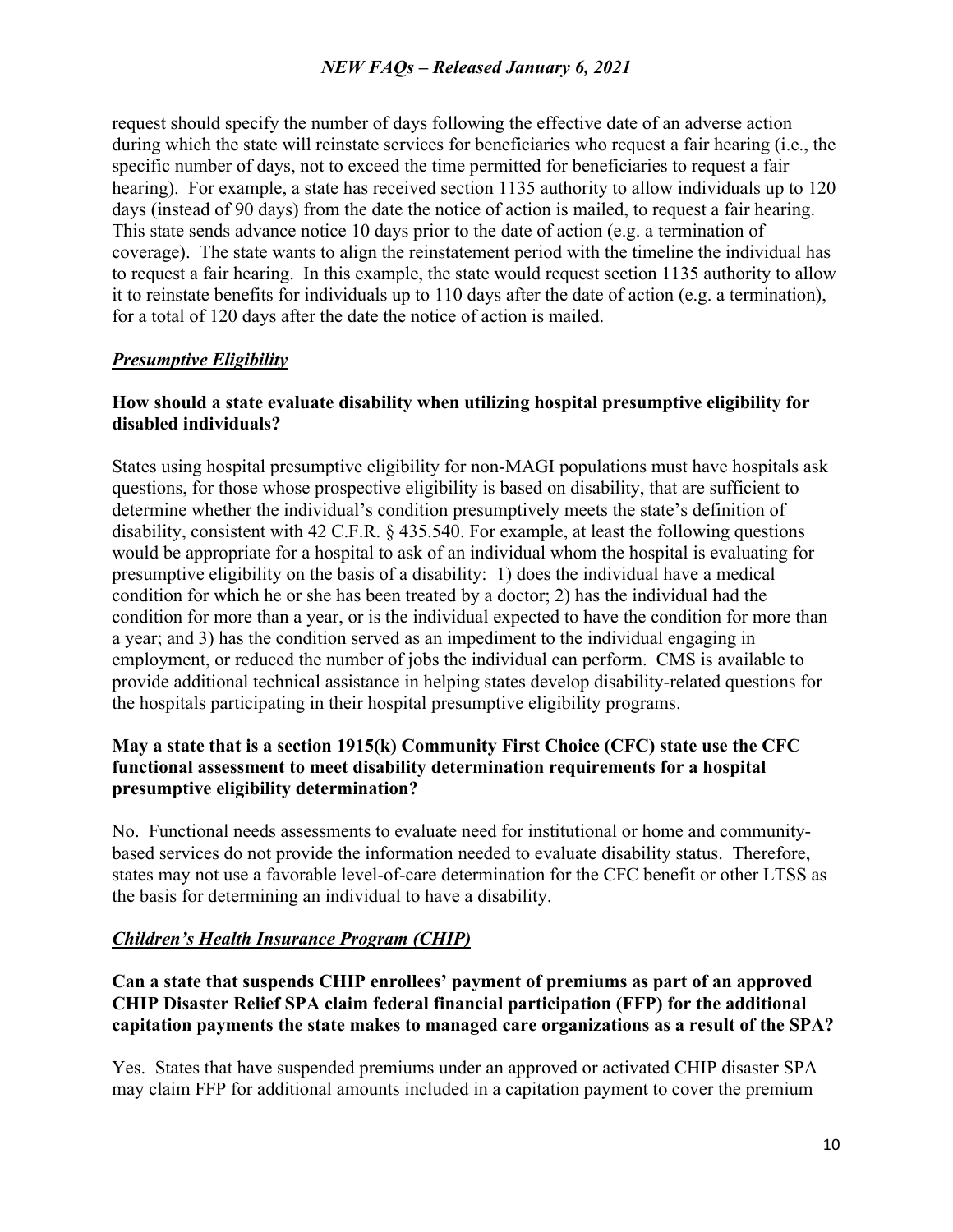request should specify the number of days following the effective date of an adverse action during which the state will reinstate services for beneficiaries who request a fair hearing (i.e., the specific number of days, not to exceed the time permitted for beneficiaries to request a fair hearing). For example, a state has received section 1135 authority to allow individuals up to 120 days (instead of 90 days) from the date the notice of action is mailed, to request a fair hearing. This state sends advance notice 10 days prior to the date of action (e.g. a termination of coverage). The state wants to align the reinstatement period with the timeline the individual has to request a fair hearing. In this example, the state would request section 1135 authority to allow it to reinstate benefits for individuals up to 110 days after the date of action (e.g. a termination), for a total of 120 days after the date the notice of action is mailed.

***Presumptive Eligibility***

**How should a state evaluate disability when utilizing hospital presumptive eligibility for disabled individuals?**

States using hospital presumptive eligibility for non-MAGI populations must have hospitals ask questions, for those whose prospective eligibility is based on disability, that are sufficient to determine whether the individual's condition presumptively meets the state's definition of disability, consistent with 42 C.F.R. § 435.540. For example, at least the following questions would be appropriate for a hospital to ask of an individual whom the hospital is evaluating for presumptive eligibility on the basis of a disability: 1) does the individual have a medical condition for which he or she has been treated by a doctor; 2) has the individual had the condition for more than a year, or is the individual expected to have the condition for more than a year; and 3) has the condition served as an impediment to the individual engaging in employment, or reduced the number of jobs the individual can perform. CMS is available to provide additional technical assistance in helping states develop disability-related questions for the hospitals participating in their hospital presumptive eligibility programs.

**May a state that is a section 1915(k) Community First Choice (CFC) state use the CFC functional assessment to meet disability determination requirements for a hospital presumptive eligibility determination?**

No. Functional needs assessments to evaluate need for institutional or home and community-based services do not provide the information needed to evaluate disability status. Therefore, states may not use a favorable level-of-care determination for the CFC benefit or other LTSS as the basis for determining an individual to have a disability.

***Children's Health Insurance Program (CHIP)***

**Can a state that suspends CHIP enrollees' payment of premiums as part of an approved CHIP Disaster Relief SPA claim federal financial participation (FFP) for the additional capitation payments the state makes to managed care organizations as a result of the SPA?**

Yes. States that have suspended premiums under an approved or activated CHIP disaster SPA may claim FFP for additional amounts included in a capitation payment to cover the premium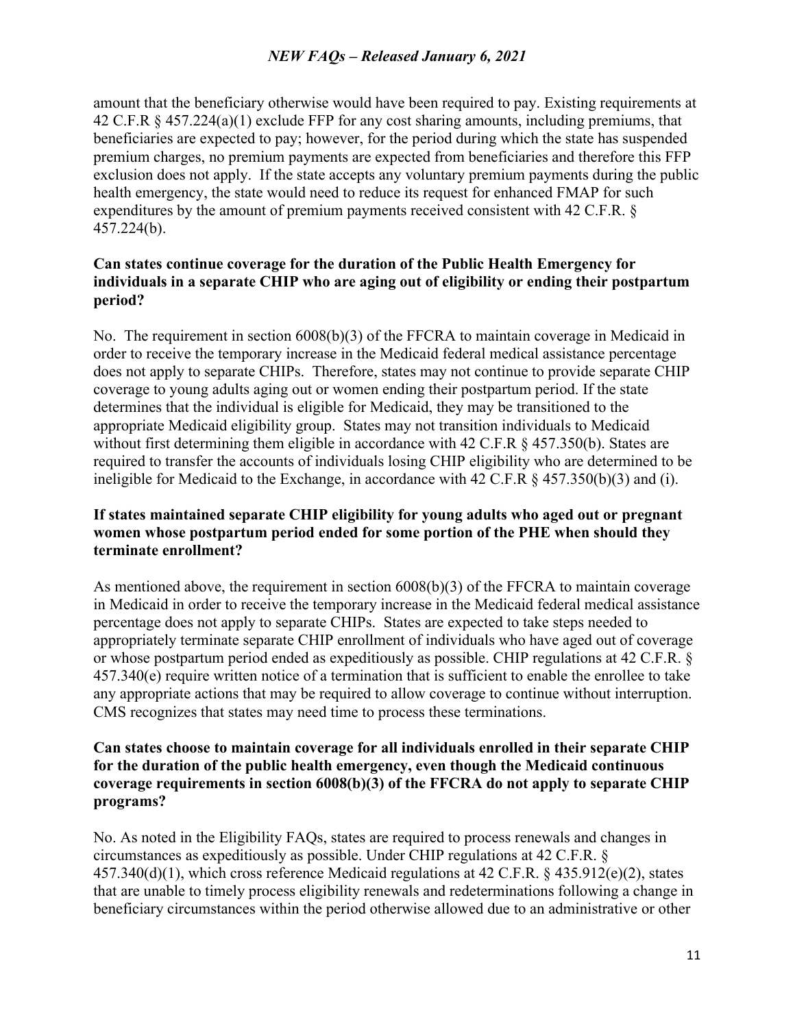amount that the beneficiary otherwise would have been required to pay. Existing requirements at 42 C.F.R § 457.224(a)(1) exclude FFP for any cost sharing amounts, including premiums, that beneficiaries are expected to pay; however, for the period during which the state has suspended premium charges, no premium payments are expected from beneficiaries and therefore this FFP exclusion does not apply. If the state accepts any voluntary premium payments during the public health emergency, the state would need to reduce its request for enhanced FMAP for such expenditures by the amount of premium payments received consistent with 42 C.F.R. § 457.224(b).

**Can states continue coverage for the duration of the Public Health Emergency for individuals in a separate CHIP who are aging out of eligibility or ending their postpartum period?**

No. The requirement in section 6008(b)(3) of the FFCRA to maintain coverage in Medicaid in order to receive the temporary increase in the Medicaid federal medical assistance percentage does not apply to separate CHIPs. Therefore, states may not continue to provide separate CHIP coverage to young adults aging out or women ending their postpartum period. If the state determines that the individual is eligible for Medicaid, they may be transitioned to the appropriate Medicaid eligibility group. States may not transition individuals to Medicaid without first determining them eligible in accordance with 42 C.F.R § 457.350(b). States are required to transfer the accounts of individuals losing CHIP eligibility who are determined to be ineligible for Medicaid to the Exchange, in accordance with 42 C.F.R § 457.350(b)(3) and (i).

**If states maintained separate CHIP eligibility for young adults who aged out or pregnant women whose postpartum period ended for some portion of the PHE when should they terminate enrollment?**

As mentioned above, the requirement in section 6008(b)(3) of the FFCRA to maintain coverage in Medicaid in order to receive the temporary increase in the Medicaid federal medical assistance percentage does not apply to separate CHIPs. States are expected to take steps needed to appropriately terminate separate CHIP enrollment of individuals who have aged out of coverage or whose postpartum period ended as expeditiously as possible. CHIP regulations at 42 C.F.R. § 457.340(e) require written notice of a termination that is sufficient to enable the enrollee to take any appropriate actions that may be required to allow coverage to continue without interruption. CMS recognizes that states may need time to process these terminations.

**Can states choose to maintain coverage for all individuals enrolled in their separate CHIP for the duration of the public health emergency, even though the Medicaid continuous coverage requirements in section 6008(b)(3) of the FFCRA do not apply to separate CHIP programs?**

No. As noted in the Eligibility FAQs, states are required to process renewals and changes in circumstances as expeditiously as possible. Under CHIP regulations at 42 C.F.R. § 457.340(d)(1), which cross reference Medicaid regulations at 42 C.F.R. § 435.912(e)(2), states that are unable to timely process eligibility renewals and redeterminations following a change in beneficiary circumstances within the period otherwise allowed due to an administrative or other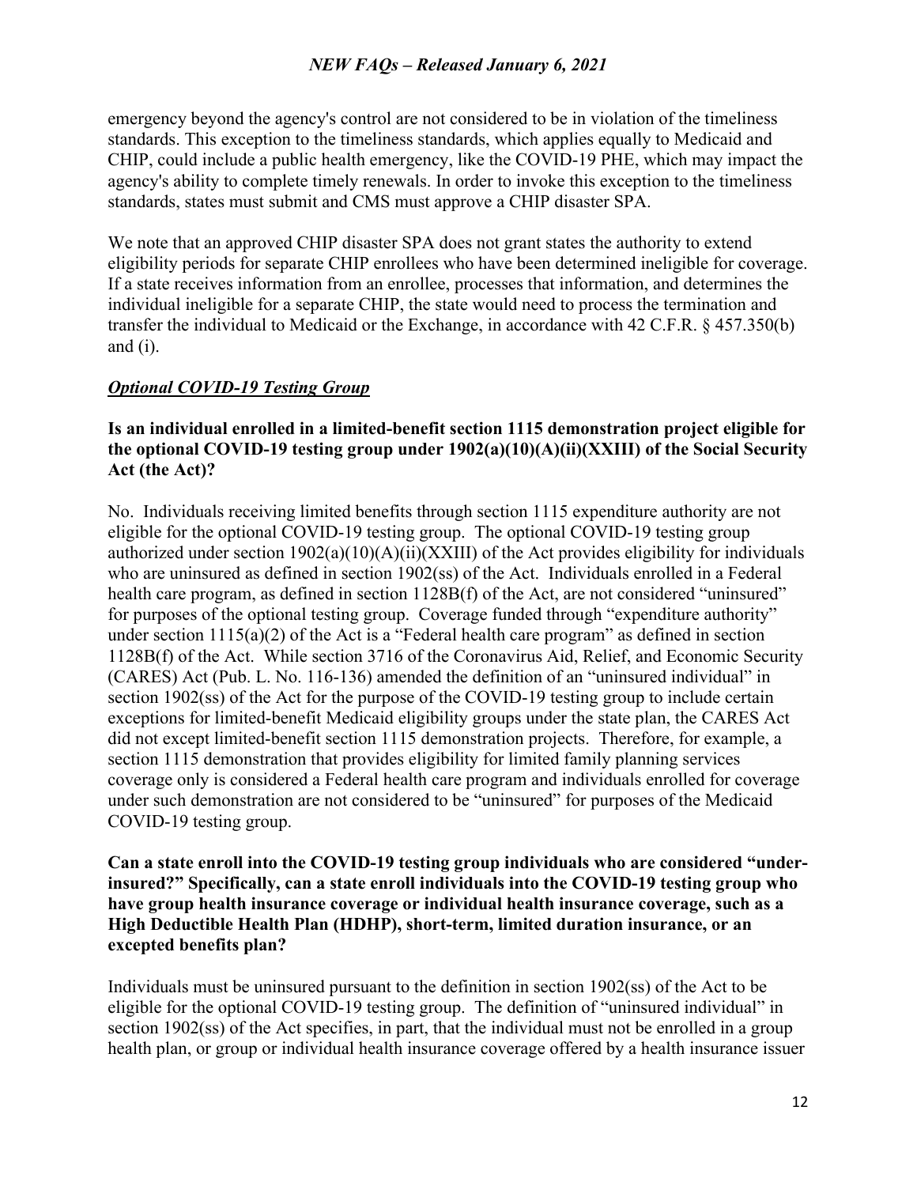emergency beyond the agency's control are not considered to be in violation of the timeliness standards. This exception to the timeliness standards, which applies equally to Medicaid and CHIP, could include a public health emergency, like the COVID-19 PHE, which may impact the agency's ability to complete timely renewals. In order to invoke this exception to the timeliness standards, states must submit and CMS must approve a CHIP disaster SPA.

We note that an approved CHIP disaster SPA does not grant states the authority to extend eligibility periods for separate CHIP enrollees who have been determined ineligible for coverage. If a state receives information from an enrollee, processes that information, and determines the individual ineligible for a separate CHIP, the state would need to process the termination and transfer the individual to Medicaid or the Exchange, in accordance with 42 C.F.R. § 457.350(b) and (i).

### ***Optional COVID-19 Testing Group***

**Is an individual enrolled in a limited-benefit section 1115 demonstration project eligible for the optional COVID-19 testing group under 1902(a)(10)(A)(ii)(XXIII) of the Social Security Act (the Act)?**

No. Individuals receiving limited benefits through section 1115 expenditure authority are not eligible for the optional COVID-19 testing group. The optional COVID-19 testing group authorized under section 1902(a)(10)(A)(ii)(XXIII) of the Act provides eligibility for individuals who are uninsured as defined in section 1902(ss) of the Act. Individuals enrolled in a Federal health care program, as defined in section 1128B(f) of the Act, are not considered "uninsured" for purposes of the optional testing group. Coverage funded through "expenditure authority" under section 1115(a)(2) of the Act is a "Federal health care program" as defined in section 1128B(f) of the Act. While section 3716 of the Coronavirus Aid, Relief, and Economic Security (CARES) Act (Pub. L. No. 116-136) amended the definition of an "uninsured individual" in section 1902(ss) of the Act for the purpose of the COVID-19 testing group to include certain exceptions for limited-benefit Medicaid eligibility groups under the state plan, the CARES Act did not except limited-benefit section 1115 demonstration projects. Therefore, for example, a section 1115 demonstration that provides eligibility for limited family planning services coverage only is considered a Federal health care program and individuals enrolled for coverage under such demonstration are not considered to be "uninsured" for purposes of the Medicaid COVID-19 testing group.

**Can a state enroll into the COVID-19 testing group individuals who are considered "under-insured?" Specifically, can a state enroll individuals into the COVID-19 testing group who have group health insurance coverage or individual health insurance coverage, such as a High Deductible Health Plan (HDHP), short-term, limited duration insurance, or an excepted benefits plan?**

Individuals must be uninsured pursuant to the definition in section 1902(ss) of the Act to be eligible for the optional COVID-19 testing group. The definition of "uninsured individual" in section 1902(ss) of the Act specifies, in part, that the individual must not be enrolled in a group health plan, or group or individual health insurance coverage offered by a health insurance issuer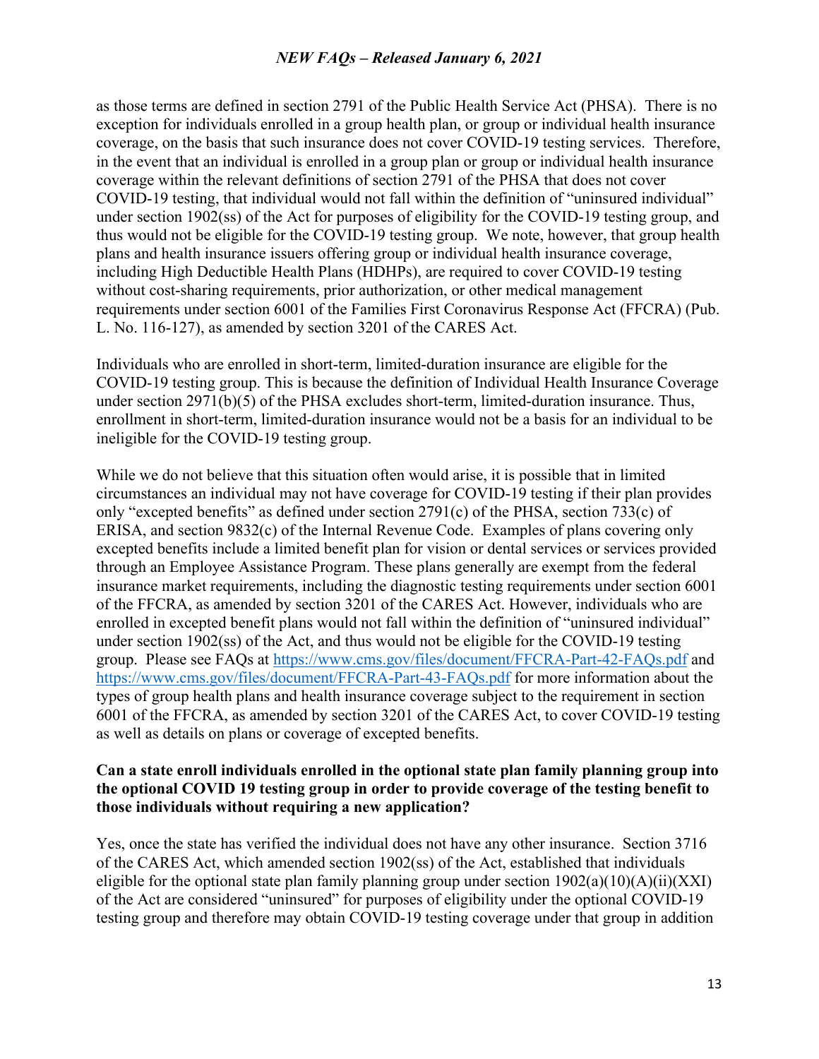as those terms are defined in section 2791 of the Public Health Service Act (PHSA). There is no exception for individuals enrolled in a group health plan, or group or individual health insurance coverage, on the basis that such insurance does not cover COVID-19 testing services. Therefore, in the event that an individual is enrolled in a group plan or group or individual health insurance coverage within the relevant definitions of section 2791 of the PHSA that does not cover COVID-19 testing, that individual would not fall within the definition of "uninsured individual" under section 1902(ss) of the Act for purposes of eligibility for the COVID-19 testing group, and thus would not be eligible for the COVID-19 testing group. We note, however, that group health plans and health insurance issuers offering group or individual health insurance coverage, including High Deductible Health Plans (HDHPs), are required to cover COVID-19 testing without cost-sharing requirements, prior authorization, or other medical management requirements under section 6001 of the Families First Coronavirus Response Act (FFCRA) (Pub. L. No. 116-127), as amended by section 3201 of the CARES Act.

Individuals who are enrolled in short-term, limited-duration insurance are eligible for the COVID-19 testing group. This is because the definition of Individual Health Insurance Coverage under section 2971(b)(5) of the PHSA excludes short-term, limited-duration insurance. Thus, enrollment in short-term, limited-duration insurance would not be a basis for an individual to be ineligible for the COVID-19 testing group.

While we do not believe that this situation often would arise, it is possible that in limited circumstances an individual may not have coverage for COVID-19 testing if their plan provides only "excepted benefits" as defined under section 2791(c) of the PHSA, section 733(c) of ERISA, and section 9832(c) of the Internal Revenue Code. Examples of plans covering only excepted benefits include a limited benefit plan for vision or dental services or services provided through an Employee Assistance Program. These plans generally are exempt from the federal insurance market requirements, including the diagnostic testing requirements under section 6001 of the FFCRA, as amended by section 3201 of the CARES Act. However, individuals who are enrolled in excepted benefit plans would not fall within the definition of "uninsured individual" under section 1902(ss) of the Act, and thus would not be eligible for the COVID-19 testing group. Please see FAQs at https://www.cms.gov/files/document/FFCRA-Part-42-FAQs.pdf and https://www.cms.gov/files/document/FFCRA-Part-43-FAQs.pdf for more information about the types of group health plans and health insurance coverage subject to the requirement in section 6001 of the FFCRA, as amended by section 3201 of the CARES Act, to cover COVID-19 testing as well as details on plans or coverage of excepted benefits.

**Can a state enroll individuals enrolled in the optional state plan family planning group into the optional COVID 19 testing group in order to provide coverage of the testing benefit to those individuals without requiring a new application?**

Yes, once the state has verified the individual does not have any other insurance. Section 3716 of the CARES Act, which amended section 1902(ss) of the Act, established that individuals eligible for the optional state plan family planning group under section 1902(a)(10)(A)(ii)(XXI) of the Act are considered "uninsured" for purposes of eligibility under the optional COVID-19 testing group and therefore may obtain COVID-19 testing coverage under that group in addition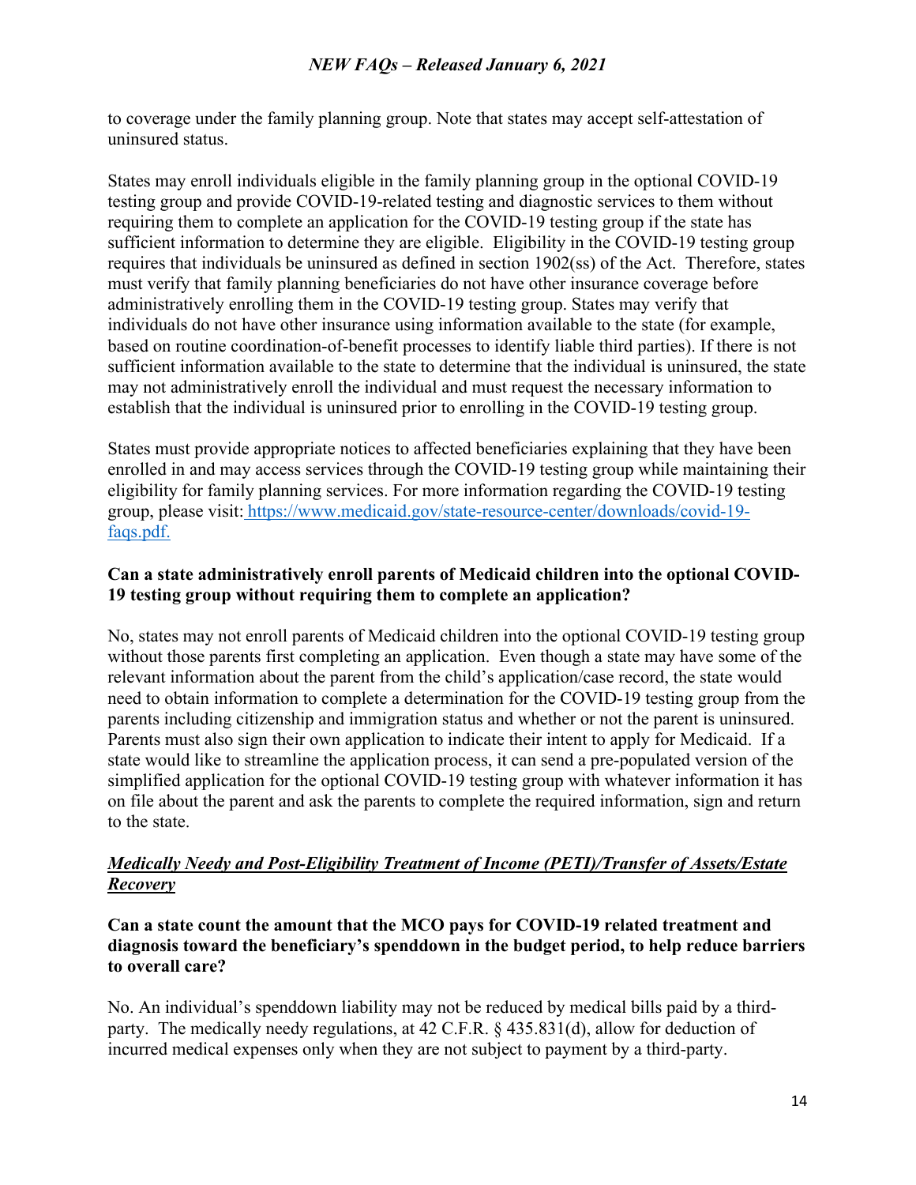to coverage under the family planning group. Note that states may accept self-attestation of uninsured status.

States may enroll individuals eligible in the family planning group in the optional COVID-19 testing group and provide COVID-19-related testing and diagnostic services to them without requiring them to complete an application for the COVID-19 testing group if the state has sufficient information to determine they are eligible. Eligibility in the COVID-19 testing group requires that individuals be uninsured as defined in section 1902(ss) of the Act. Therefore, states must verify that family planning beneficiaries do not have other insurance coverage before administratively enrolling them in the COVID-19 testing group. States may verify that individuals do not have other insurance using information available to the state (for example, based on routine coordination-of-benefit processes to identify liable third parties). If there is not sufficient information available to the state to determine that the individual is uninsured, the state may not administratively enroll the individual and must request the necessary information to establish that the individual is uninsured prior to enrolling in the COVID-19 testing group.

States must provide appropriate notices to affected beneficiaries explaining that they have been enrolled in and may access services through the COVID-19 testing group while maintaining their eligibility for family planning services. For more information regarding the COVID-19 testing group, please visit: https://www.medicaid.gov/state-resource-center/downloads/covid-19-faqs.pdf.

**Can a state administratively enroll parents of Medicaid children into the optional COVID-19 testing group without requiring them to complete an application?**

No, states may not enroll parents of Medicaid children into the optional COVID-19 testing group without those parents first completing an application. Even though a state may have some of the relevant information about the parent from the child's application/case record, the state would need to obtain information to complete a determination for the COVID-19 testing group from the parents including citizenship and immigration status and whether or not the parent is uninsured. Parents must also sign their own application to indicate their intent to apply for Medicaid. If a state would like to streamline the application process, it can send a pre-populated version of the simplified application for the optional COVID-19 testing group with whatever information it has on file about the parent and ask the parents to complete the required information, sign and return to the state.

## ***Medically Needy and Post-Eligibility Treatment of Income (PETI)/Transfer of Assets/Estate Recovery***

**Can a state count the amount that the MCO pays for COVID-19 related treatment and diagnosis toward the beneficiary's spenddown in the budget period, to help reduce barriers to overall care?**

No. An individual's spenddown liability may not be reduced by medical bills paid by a third-party. The medically needy regulations, at 42 C.F.R. § 435.831(d), allow for deduction of incurred medical expenses only when they are not subject to payment by a third-party.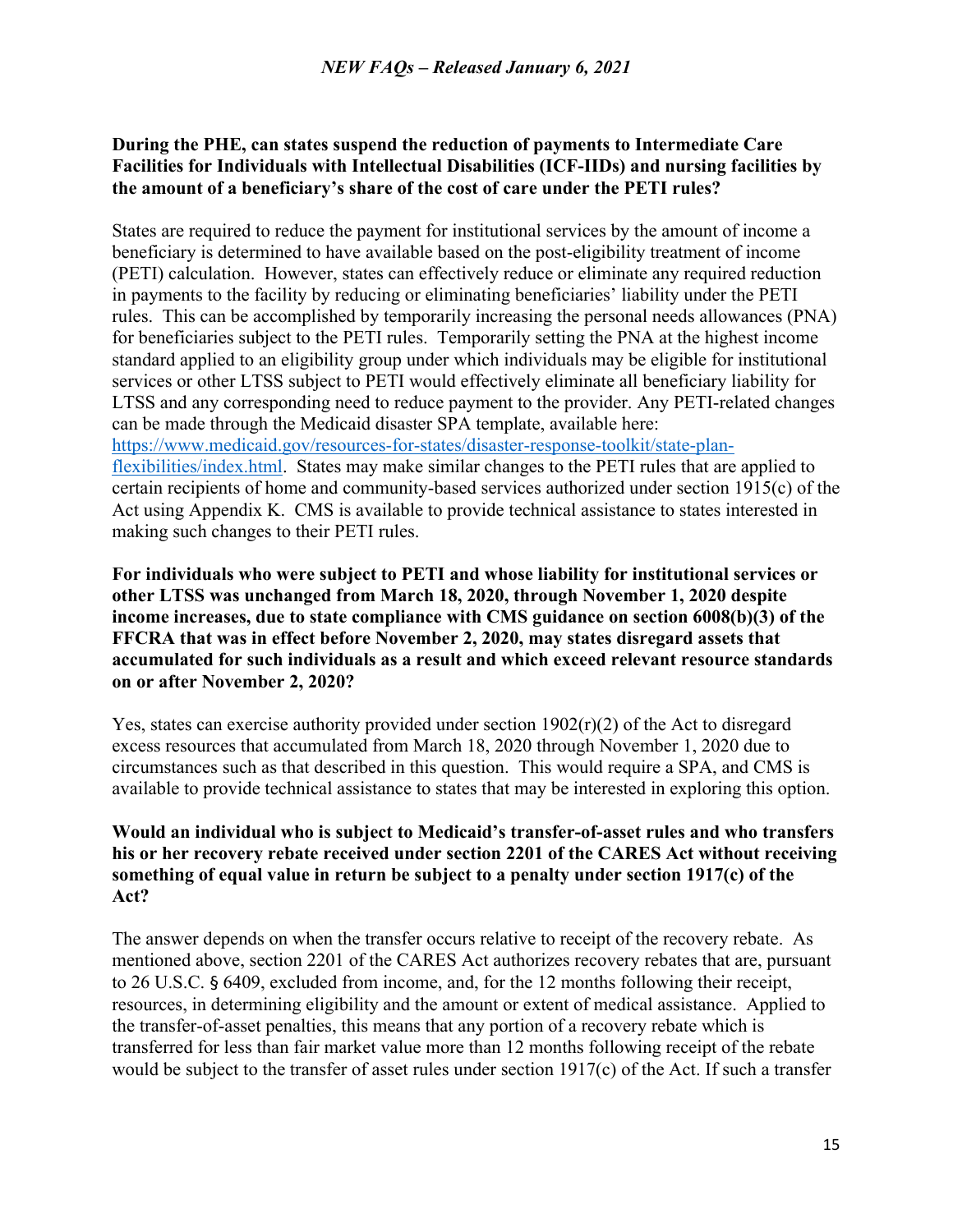**During the PHE, can states suspend the reduction of payments to Intermediate Care Facilities for Individuals with Intellectual Disabilities (ICF-IIDs) and nursing facilities by the amount of a beneficiary's share of the cost of care under the PETI rules?**

States are required to reduce the payment for institutional services by the amount of income a beneficiary is determined to have available based on the post-eligibility treatment of income (PETI) calculation. However, states can effectively reduce or eliminate any required reduction in payments to the facility by reducing or eliminating beneficiaries' liability under the PETI rules. This can be accomplished by temporarily increasing the personal needs allowances (PNA) for beneficiaries subject to the PETI rules. Temporarily setting the PNA at the highest income standard applied to an eligibility group under which individuals may be eligible for institutional services or other LTSS subject to PETI would effectively eliminate all beneficiary liability for LTSS and any corresponding need to reduce payment to the provider. Any PETI-related changes can be made through the Medicaid disaster SPA template, available here: [https://www.medicaid.gov/resources-for-states/disaster-response-toolkit/state-plan-flexibilities/index.html](https://www.medicaid.gov/resources-for-states/disaster-response-toolkit/state-plan-flexibilities/index.html). States may make similar changes to the PETI rules that are applied to certain recipients of home and community-based services authorized under section 1915(c) of the Act using Appendix K. CMS is available to provide technical assistance to states interested in making such changes to their PETI rules.

**For individuals who were subject to PETI and whose liability for institutional services or other LTSS was unchanged from March 18, 2020, through November 1, 2020 despite income increases, due to state compliance with CMS guidance on section 6008(b)(3) of the FFCRA that was in effect before November 2, 2020, may states disregard assets that accumulated for such individuals as a result and which exceed relevant resource standards on or after November 2, 2020?**

Yes, states can exercise authority provided under section 1902(r)(2) of the Act to disregard excess resources that accumulated from March 18, 2020 through November 1, 2020 due to circumstances such as that described in this question. This would require a SPA, and CMS is available to provide technical assistance to states that may be interested in exploring this option.

**Would an individual who is subject to Medicaid's transfer-of-asset rules and who transfers his or her recovery rebate received under section 2201 of the CARES Act without receiving something of equal value in return be subject to a penalty under section 1917(c) of the Act?**

The answer depends on when the transfer occurs relative to receipt of the recovery rebate. As mentioned above, section 2201 of the CARES Act authorizes recovery rebates that are, pursuant to 26 U.S.C. § 6409, excluded from income, and, for the 12 months following their receipt, resources, in determining eligibility and the amount or extent of medical assistance. Applied to the transfer-of-asset penalties, this means that any portion of a recovery rebate which is transferred for less than fair market value more than 12 months following receipt of the rebate would be subject to the transfer of asset rules under section 1917(c) of the Act. If such a transfer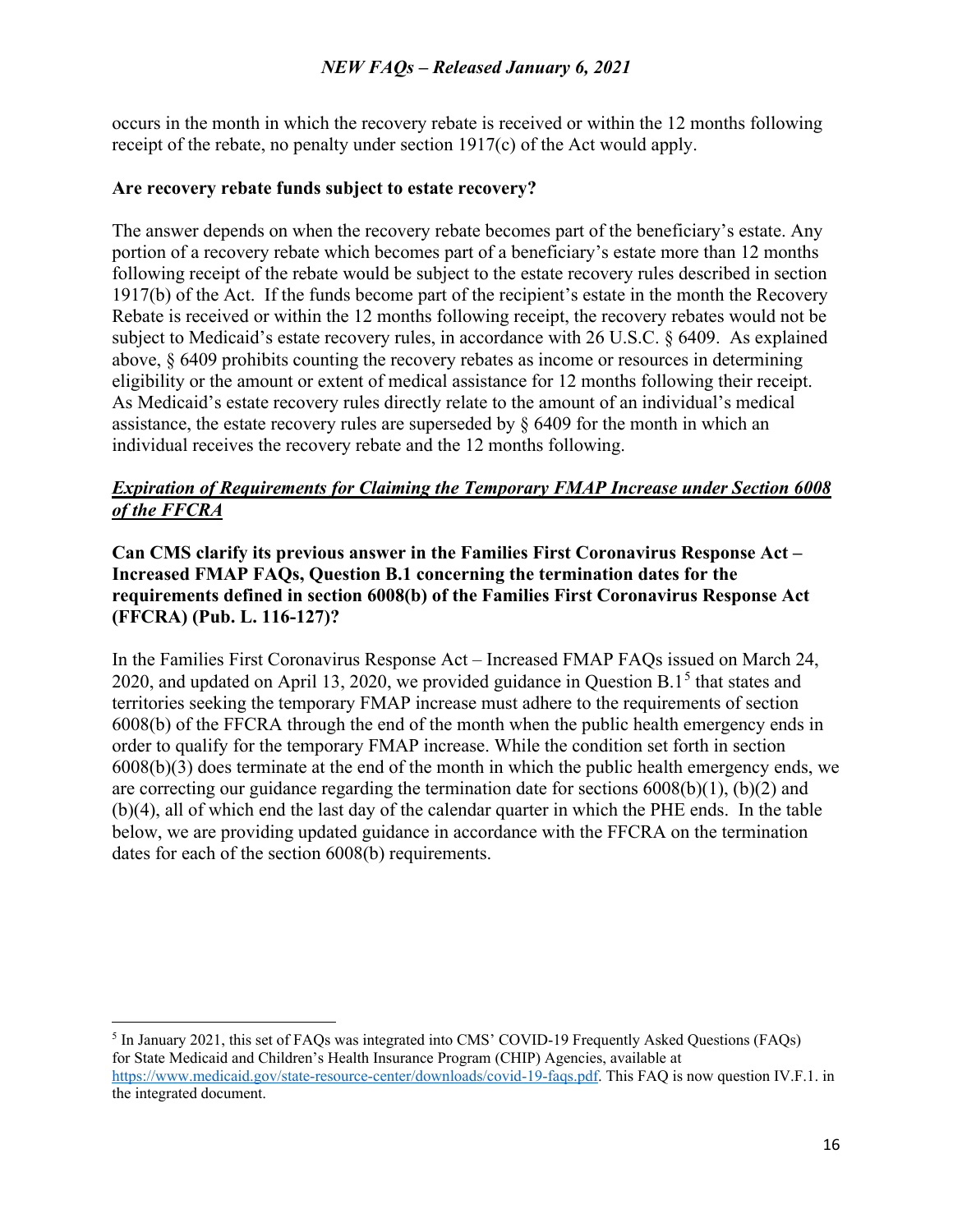occurs in the month in which the recovery rebate is received or within the 12 months following receipt of the rebate, no penalty under section 1917(c) of the Act would apply.

**Are recovery rebate funds subject to estate recovery?**

The answer depends on when the recovery rebate becomes part of the beneficiary's estate. Any portion of a recovery rebate which becomes part of a beneficiary's estate more than 12 months following receipt of the rebate would be subject to the estate recovery rules described in section 1917(b) of the Act. If the funds become part of the recipient's estate in the month the Recovery Rebate is received or within the 12 months following receipt, the recovery rebates would not be subject to Medicaid's estate recovery rules, in accordance with 26 U.S.C. § 6409. As explained above, § 6409 prohibits counting the recovery rebates as income or resources in determining eligibility or the amount or extent of medical assistance for 12 months following their receipt. As Medicaid's estate recovery rules directly relate to the amount of an individual's medical assistance, the estate recovery rules are superseded by § 6409 for the month in which an individual receives the recovery rebate and the 12 months following.

***Expiration of Requirements for Claiming the Temporary FMAP Increase under Section 6008 of the FFCRA***

**Can CMS clarify its previous answer in the Families First Coronavirus Response Act – Increased FMAP FAQs, Question B.1 concerning the termination dates for the requirements defined in section 6008(b) of the Families First Coronavirus Response Act (FFCRA) (Pub. L. 116-127)?**

In the Families First Coronavirus Response Act – Increased FMAP FAQs issued on March 24, 2020, and updated on April 13, 2020, we provided guidance in Question B.1[5] that states and territories seeking the temporary FMAP increase must adhere to the requirements of section 6008(b) of the FFCRA through the end of the month when the public health emergency ends in order to qualify for the temporary FMAP increase. While the condition set forth in section 6008(b)(3) does terminate at the end of the month in which the public health emergency ends, we are correcting our guidance regarding the termination date for sections 6008(b)(1), (b)(2) and (b)(4), all of which end the last day of the calendar quarter in which the PHE ends. In the table below, we are providing updated guidance in accordance with the FFCRA on the termination dates for each of the section 6008(b) requirements.

[5] In January 2021, this set of FAQs was integrated into CMS' COVID-19 Frequently Asked Questions (FAQs) for State Medicaid and Children's Health Insurance Program (CHIP) Agencies, available at https://www.medicaid.gov/state-resource-center/downloads/covid-19-faqs.pdf. This FAQ is now question IV.F.1. in the integrated document.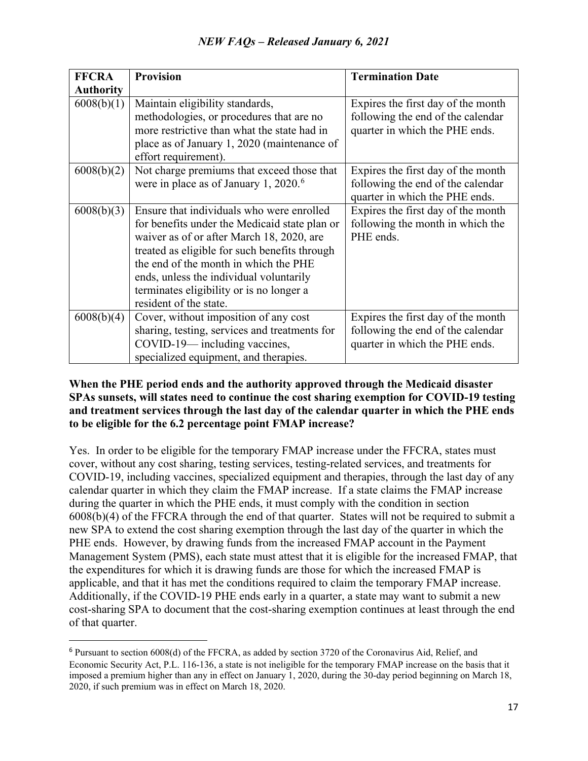| FFCRA Authority | Provision | Termination Date |
| --- | --- | --- |
| 6008(b)(1) | Maintain eligibility standards, methodologies, or procedures that are no more restrictive than what the state had in place as of January 1, 2020 (maintenance of effort requirement). | Expires the first day of the month following the end of the calendar quarter in which the PHE ends. |
| 6008(b)(2) | Not charge premiums that exceed those that were in place as of January 1, 2020.[6] | Expires the first day of the month following the end of the calendar quarter in which the PHE ends. |
| 6008(b)(3) | Ensure that individuals who were enrolled for benefits under the Medicaid state plan or waiver as of or after March 18, 2020, are treated as eligible for such benefits through the end of the month in which the PHE ends, unless the individual voluntarily terminates eligibility or is no longer a resident of the state. | Expires the first day of the month following the month in which the PHE ends. |
| 6008(b)(4) | Cover, without imposition of any cost sharing, testing, services and treatments for COVID-19— including vaccines, specialized equipment, and therapies. | Expires the first day of the month following the end of the calendar quarter in which the PHE ends. |

**When the PHE period ends and the authority approved through the Medicaid disaster SPAs sunsets, will states need to continue the cost sharing exemption for COVID-19 testing and treatment services through the last day of the calendar quarter in which the PHE ends to be eligible for the 6.2 percentage point FMAP increase?**

Yes. In order to be eligible for the temporary FMAP increase under the FFCRA, states must cover, without any cost sharing, testing services, testing-related services, and treatments for COVID-19, including vaccines, specialized equipment and therapies, through the last day of any calendar quarter in which they claim the FMAP increase. If a state claims the FMAP increase during the quarter in which the PHE ends, it must comply with the condition in section 6008(b)(4) of the FFCRA through the end of that quarter. States will not be required to submit a new SPA to extend the cost sharing exemption through the last day of the quarter in which the PHE ends. However, by drawing funds from the increased FMAP account in the Payment Management System (PMS), each state must attest that it is eligible for the increased FMAP, that the expenditures for which it is drawing funds are those for which the increased FMAP is applicable, and that it has met the conditions required to claim the temporary FMAP increase. Additionally, if the COVID-19 PHE ends early in a quarter, a state may want to submit a new cost-sharing SPA to document that the cost-sharing exemption continues at least through the end of that quarter.

[6] Pursuant to section 6008(d) of the FFCRA, as added by section 3720 of the Coronavirus Aid, Relief, and Economic Security Act, P.L. 116-136, a state is not ineligible for the temporary FMAP increase on the basis that it imposed a premium higher than any in effect on January 1, 2020, during the 30-day period beginning on March 18, 2020, if such premium was in effect on March 18, 2020.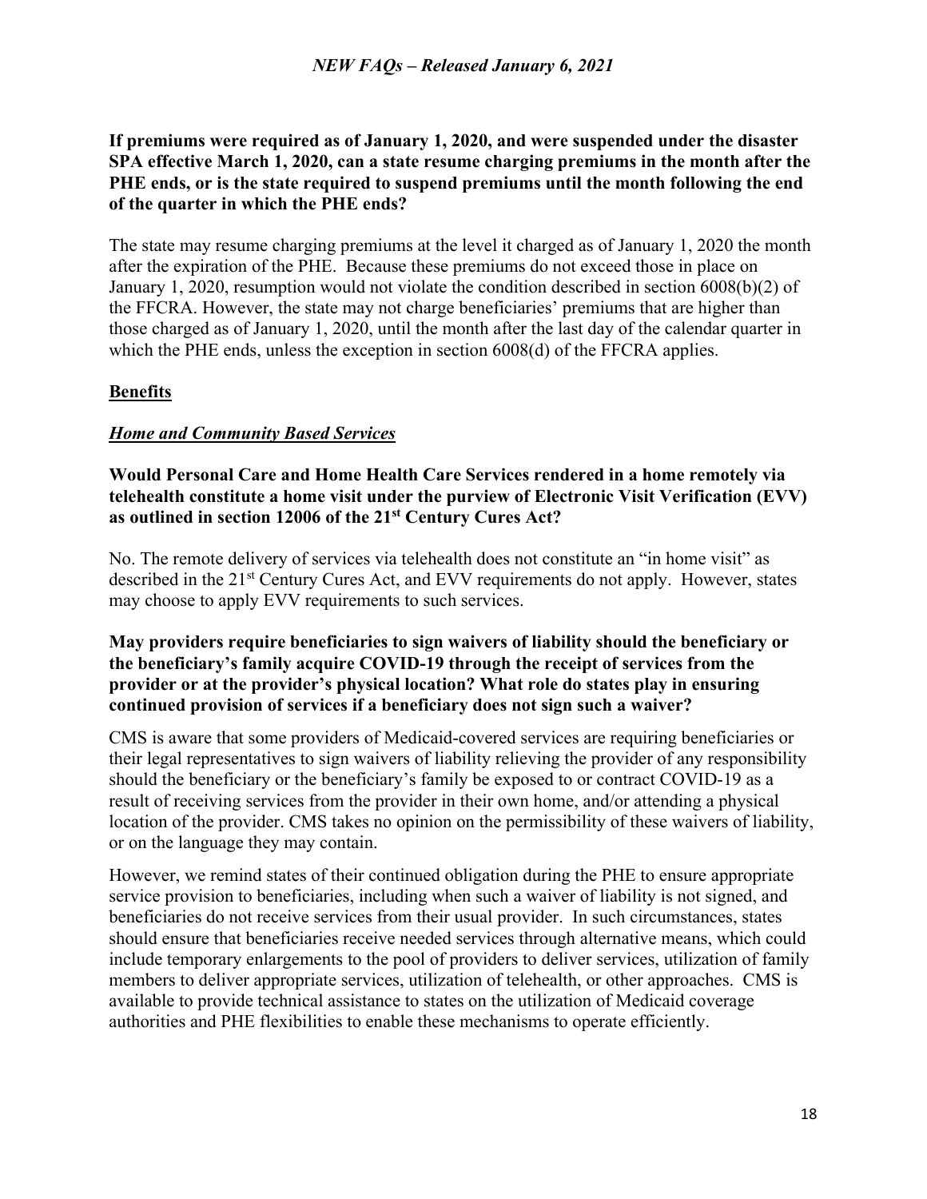*NEW FAQs – Released January 6, 2021*

**If premiums were required as of January 1, 2020, and were suspended under the disaster SPA effective March 1, 2020, can a state resume charging premiums in the month after the PHE ends, or is the state required to suspend premiums until the month following the end of the quarter in which the PHE ends?**

The state may resume charging premiums at the level it charged as of January 1, 2020 the month after the expiration of the PHE. Because these premiums do not exceed those in place on January 1, 2020, resumption would not violate the condition described in section 6008(b)(2) of the FFCRA. However, the state may not charge beneficiaries' premiums that are higher than those charged as of January 1, 2020, until the month after the last day of the calendar quarter in which the PHE ends, unless the exception in section 6008(d) of the FFCRA applies.

## Benefits

### *Home and Community Based Services*

**Would Personal Care and Home Health Care Services rendered in a home remotely via telehealth constitute a home visit under the purview of Electronic Visit Verification (EVV) as outlined in section 12006 of the 21st Century Cures Act?**

No. The remote delivery of services via telehealth does not constitute an "in home visit" as described in the 21st Century Cures Act, and EVV requirements do not apply. However, states may choose to apply EVV requirements to such services.

**May providers require beneficiaries to sign waivers of liability should the beneficiary or the beneficiary's family acquire COVID-19 through the receipt of services from the provider or at the provider's physical location? What role do states play in ensuring continued provision of services if a beneficiary does not sign such a waiver?**

CMS is aware that some providers of Medicaid-covered services are requiring beneficiaries or their legal representatives to sign waivers of liability relieving the provider of any responsibility should the beneficiary or the beneficiary's family be exposed to or contract COVID-19 as a result of receiving services from the provider in their own home, and/or attending a physical location of the provider. CMS takes no opinion on the permissibility of these waivers of liability, or on the language they may contain.

However, we remind states of their continued obligation during the PHE to ensure appropriate service provision to beneficiaries, including when such a waiver of liability is not signed, and beneficiaries do not receive services from their usual provider. In such circumstances, states should ensure that beneficiaries receive needed services through alternative means, which could include temporary enlargements to the pool of providers to deliver services, utilization of family members to deliver appropriate services, utilization of telehealth, or other approaches. CMS is available to provide technical assistance to states on the utilization of Medicaid coverage authorities and PHE flexibilities to enable these mechanisms to operate efficiently.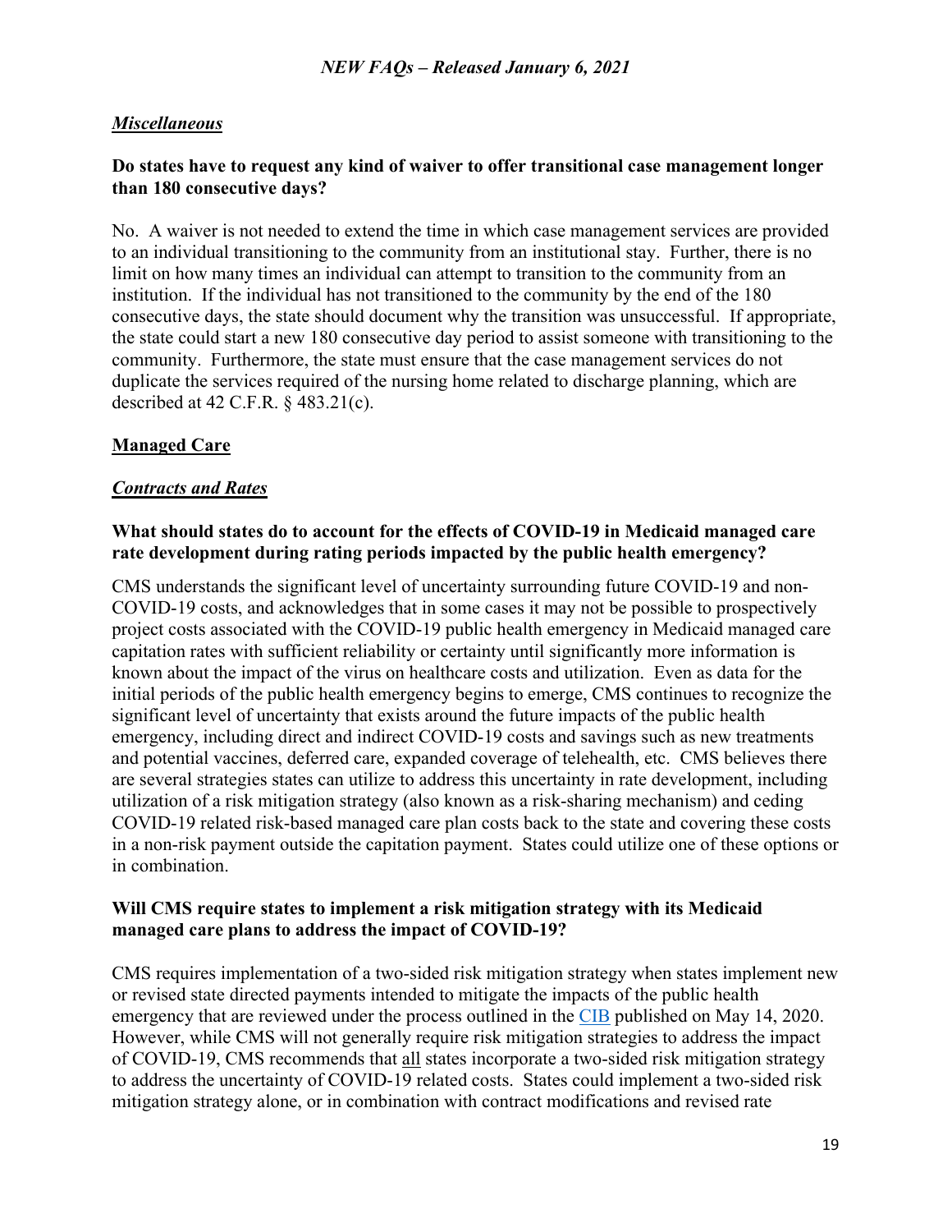*NEW FAQs – Released January 6, 2021*

***Miscellaneous***

**Do states have to request any kind of waiver to offer transitional case management longer than 180 consecutive days?**

No. A waiver is not needed to extend the time in which case management services are provided to an individual transitioning to the community from an institutional stay. Further, there is no limit on how many times an individual can attempt to transition to the community from an institution. If the individual has not transitioned to the community by the end of the 180 consecutive days, the state should document why the transition was unsuccessful. If appropriate, the state could start a new 180 consecutive day period to assist someone with transitioning to the community. Furthermore, the state must ensure that the case management services do not duplicate the services required of the nursing home related to discharge planning, which are described at 42 C.F.R. § 483.21(c).

## Managed Care

***Contracts and Rates***

**What should states do to account for the effects of COVID-19 in Medicaid managed care rate development during rating periods impacted by the public health emergency?**

CMS understands the significant level of uncertainty surrounding future COVID-19 and non-COVID-19 costs, and acknowledges that in some cases it may not be possible to prospectively project costs associated with the COVID-19 public health emergency in Medicaid managed care capitation rates with sufficient reliability or certainty until significantly more information is known about the impact of the virus on healthcare costs and utilization. Even as data for the initial periods of the public health emergency begins to emerge, CMS continues to recognize the significant level of uncertainty that exists around the future impacts of the public health emergency, including direct and indirect COVID-19 costs and savings such as new treatments and potential vaccines, deferred care, expanded coverage of telehealth, etc. CMS believes there are several strategies states can utilize to address this uncertainty in rate development, including utilization of a risk mitigation strategy (also known as a risk-sharing mechanism) and ceding COVID-19 related risk-based managed care plan costs back to the state and covering these costs in a non-risk payment outside the capitation payment. States could utilize one of these options or in combination.

**Will CMS require states to implement a risk mitigation strategy with its Medicaid managed care plans to address the impact of COVID-19?**

CMS requires implementation of a two-sided risk mitigation strategy when states implement new or revised state directed payments intended to mitigate the impacts of the public health emergency that are reviewed under the process outlined in the CIB published on May 14, 2020. However, while CMS will not generally require risk mitigation strategies to address the impact of COVID-19, CMS recommends that all states incorporate a two-sided risk mitigation strategy to address the uncertainty of COVID-19 related costs. States could implement a two-sided risk mitigation strategy alone, or in combination with contract modifications and revised rate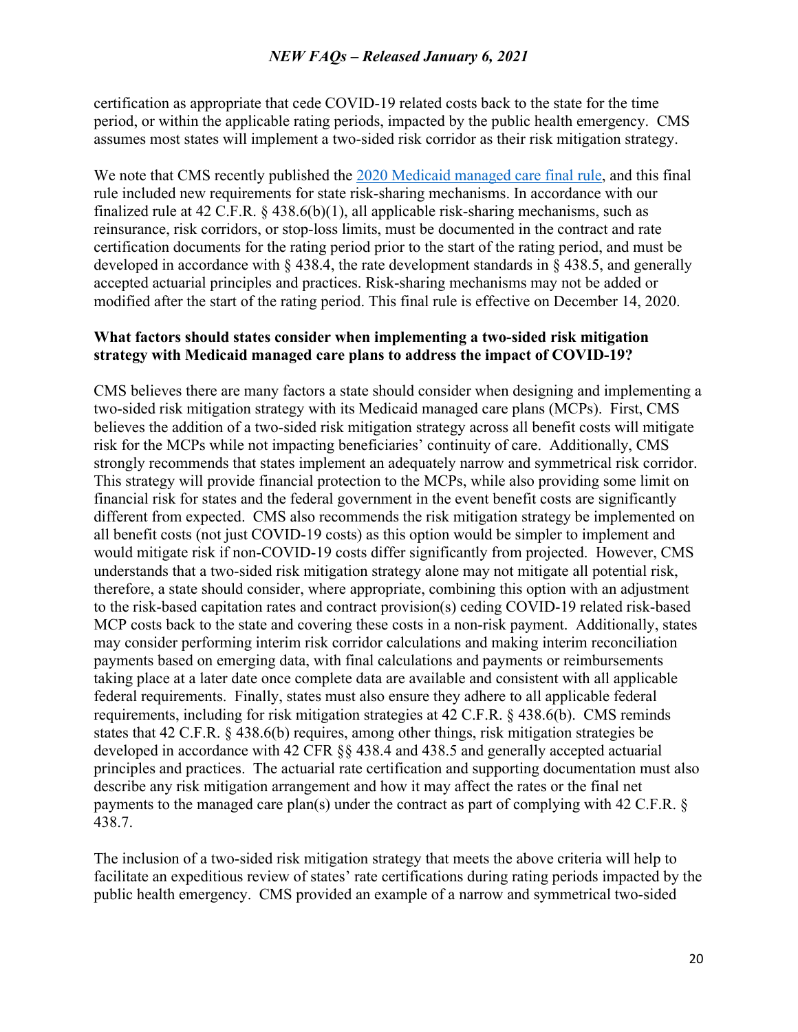certification as appropriate that cede COVID-19 related costs back to the state for the time period, or within the applicable rating periods, impacted by the public health emergency. CMS assumes most states will implement a two-sided risk corridor as their risk mitigation strategy.

We note that CMS recently published the [2020 Medicaid managed care final rule](), and this final rule included new requirements for state risk-sharing mechanisms. In accordance with our finalized rule at 42 C.F.R. § 438.6(b)(1), all applicable risk-sharing mechanisms, such as reinsurance, risk corridors, or stop-loss limits, must be documented in the contract and rate certification documents for the rating period prior to the start of the rating period, and must be developed in accordance with § 438.4, the rate development standards in § 438.5, and generally accepted actuarial principles and practices. Risk-sharing mechanisms may not be added or modified after the start of the rating period. This final rule is effective on December 14, 2020.

**What factors should states consider when implementing a two-sided risk mitigation strategy with Medicaid managed care plans to address the impact of COVID-19?**

CMS believes there are many factors a state should consider when designing and implementing a two-sided risk mitigation strategy with its Medicaid managed care plans (MCPs). First, CMS believes the addition of a two-sided risk mitigation strategy across all benefit costs will mitigate risk for the MCPs while not impacting beneficiaries' continuity of care. Additionally, CMS strongly recommends that states implement an adequately narrow and symmetrical risk corridor. This strategy will provide financial protection to the MCPs, while also providing some limit on financial risk for states and the federal government in the event benefit costs are significantly different from expected. CMS also recommends the risk mitigation strategy be implemented on all benefit costs (not just COVID-19 costs) as this option would be simpler to implement and would mitigate risk if non-COVID-19 costs differ significantly from projected. However, CMS understands that a two-sided risk mitigation strategy alone may not mitigate all potential risk, therefore, a state should consider, where appropriate, combining this option with an adjustment to the risk-based capitation rates and contract provision(s) ceding COVID-19 related risk-based MCP costs back to the state and covering these costs in a non-risk payment. Additionally, states may consider performing interim risk corridor calculations and making interim reconciliation payments based on emerging data, with final calculations and payments or reimbursements taking place at a later date once complete data are available and consistent with all applicable federal requirements. Finally, states must also ensure they adhere to all applicable federal requirements, including for risk mitigation strategies at 42 C.F.R. § 438.6(b). CMS reminds states that 42 C.F.R. § 438.6(b) requires, among other things, risk mitigation strategies be developed in accordance with 42 CFR §§ 438.4 and 438.5 and generally accepted actuarial principles and practices. The actuarial rate certification and supporting documentation must also describe any risk mitigation arrangement and how it may affect the rates or the final net payments to the managed care plan(s) under the contract as part of complying with 42 C.F.R. § 438.7.

The inclusion of a two-sided risk mitigation strategy that meets the above criteria will help to facilitate an expeditious review of states' rate certifications during rating periods impacted by the public health emergency. CMS provided an example of a narrow and symmetrical two-sided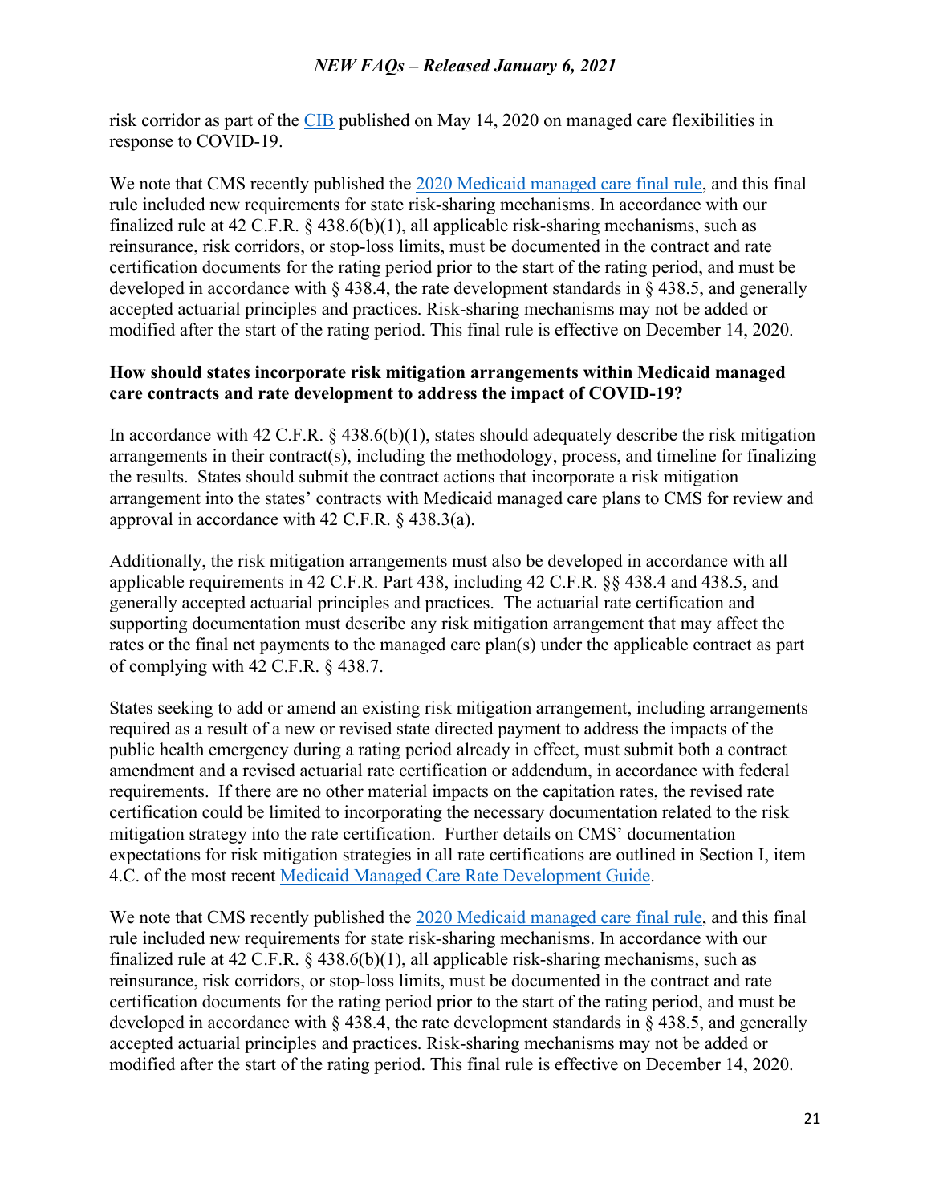risk corridor as part of the CIB published on May 14, 2020 on managed care flexibilities in response to COVID-19.

We note that CMS recently published the 2020 Medicaid managed care final rule, and this final rule included new requirements for state risk-sharing mechanisms. In accordance with our finalized rule at 42 C.F.R. § 438.6(b)(1), all applicable risk-sharing mechanisms, such as reinsurance, risk corridors, or stop-loss limits, must be documented in the contract and rate certification documents for the rating period prior to the start of the rating period, and must be developed in accordance with § 438.4, the rate development standards in § 438.5, and generally accepted actuarial principles and practices. Risk-sharing mechanisms may not be added or modified after the start of the rating period. This final rule is effective on December 14, 2020.

**How should states incorporate risk mitigation arrangements within Medicaid managed care contracts and rate development to address the impact of COVID-19?**

In accordance with 42 C.F.R. § 438.6(b)(1), states should adequately describe the risk mitigation arrangements in their contract(s), including the methodology, process, and timeline for finalizing the results. States should submit the contract actions that incorporate a risk mitigation arrangement into the states' contracts with Medicaid managed care plans to CMS for review and approval in accordance with 42 C.F.R. § 438.3(a).

Additionally, the risk mitigation arrangements must also be developed in accordance with all applicable requirements in 42 C.F.R. Part 438, including 42 C.F.R. §§ 438.4 and 438.5, and generally accepted actuarial principles and practices. The actuarial rate certification and supporting documentation must describe any risk mitigation arrangement that may affect the rates or the final net payments to the managed care plan(s) under the applicable contract as part of complying with 42 C.F.R. § 438.7.

States seeking to add or amend an existing risk mitigation arrangement, including arrangements required as a result of a new or revised state directed payment to address the impacts of the public health emergency during a rating period already in effect, must submit both a contract amendment and a revised actuarial rate certification or addendum, in accordance with federal requirements. If there are no other material impacts on the capitation rates, the revised rate certification could be limited to incorporating the necessary documentation related to the risk mitigation strategy into the rate certification. Further details on CMS' documentation expectations for risk mitigation strategies in all rate certifications are outlined in Section I, item 4.C. of the most recent Medicaid Managed Care Rate Development Guide.

We note that CMS recently published the 2020 Medicaid managed care final rule, and this final rule included new requirements for state risk-sharing mechanisms. In accordance with our finalized rule at 42 C.F.R. § 438.6(b)(1), all applicable risk-sharing mechanisms, such as reinsurance, risk corridors, or stop-loss limits, must be documented in the contract and rate certification documents for the rating period prior to the start of the rating period, and must be developed in accordance with § 438.4, the rate development standards in § 438.5, and generally accepted actuarial principles and practices. Risk-sharing mechanisms may not be added or modified after the start of the rating period. This final rule is effective on December 14, 2020.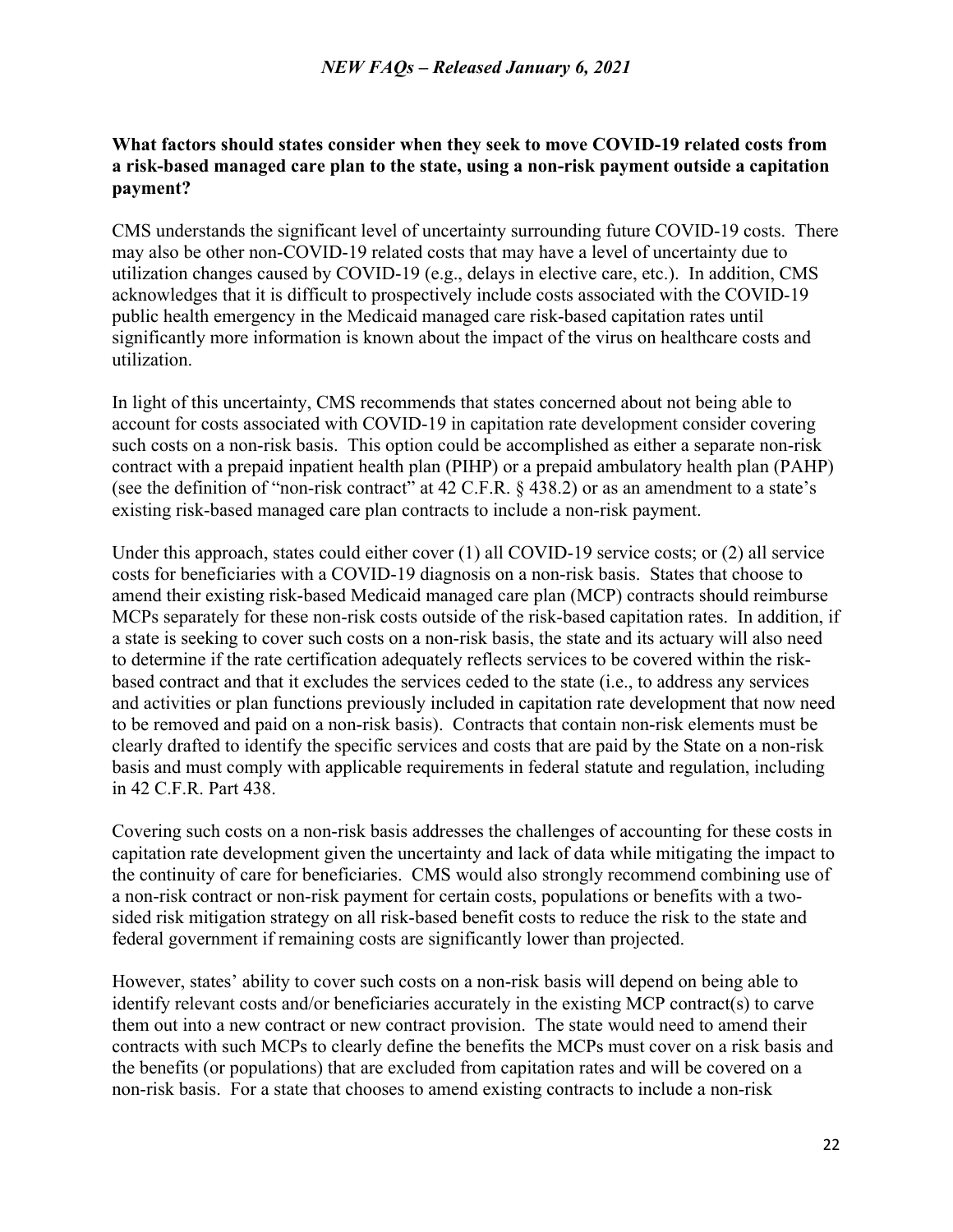*NEW FAQs – Released January 6, 2021*

**What factors should states consider when they seek to move COVID-19 related costs from a risk-based managed care plan to the state, using a non-risk payment outside a capitation payment?**

CMS understands the significant level of uncertainty surrounding future COVID-19 costs. There may also be other non-COVID-19 related costs that may have a level of uncertainty due to utilization changes caused by COVID-19 (e.g., delays in elective care, etc.). In addition, CMS acknowledges that it is difficult to prospectively include costs associated with the COVID-19 public health emergency in the Medicaid managed care risk-based capitation rates until significantly more information is known about the impact of the virus on healthcare costs and utilization.

In light of this uncertainty, CMS recommends that states concerned about not being able to account for costs associated with COVID-19 in capitation rate development consider covering such costs on a non-risk basis. This option could be accomplished as either a separate non-risk contract with a prepaid inpatient health plan (PIHP) or a prepaid ambulatory health plan (PAHP) (see the definition of "non-risk contract" at 42 C.F.R. § 438.2) or as an amendment to a state's existing risk-based managed care plan contracts to include a non-risk payment.

Under this approach, states could either cover (1) all COVID-19 service costs; or (2) all service costs for beneficiaries with a COVID-19 diagnosis on a non-risk basis. States that choose to amend their existing risk-based Medicaid managed care plan (MCP) contracts should reimburse MCPs separately for these non-risk costs outside of the risk-based capitation rates. In addition, if a state is seeking to cover such costs on a non-risk basis, the state and its actuary will also need to determine if the rate certification adequately reflects services to be covered within the risk-based contract and that it excludes the services ceded to the state (i.e., to address any services and activities or plan functions previously included in capitation rate development that now need to be removed and paid on a non-risk basis). Contracts that contain non-risk elements must be clearly drafted to identify the specific services and costs that are paid by the State on a non-risk basis and must comply with applicable requirements in federal statute and regulation, including in 42 C.F.R. Part 438.

Covering such costs on a non-risk basis addresses the challenges of accounting for these costs in capitation rate development given the uncertainty and lack of data while mitigating the impact to the continuity of care for beneficiaries. CMS would also strongly recommend combining use of a non-risk contract or non-risk payment for certain costs, populations or benefits with a two-sided risk mitigation strategy on all risk-based benefit costs to reduce the risk to the state and federal government if remaining costs are significantly lower than projected.

However, states' ability to cover such costs on a non-risk basis will depend on being able to identify relevant costs and/or beneficiaries accurately in the existing MCP contract(s) to carve them out into a new contract or new contract provision. The state would need to amend their contracts with such MCPs to clearly define the benefits the MCPs must cover on a risk basis and the benefits (or populations) that are excluded from capitation rates and will be covered on a non-risk basis. For a state that chooses to amend existing contracts to include a non-risk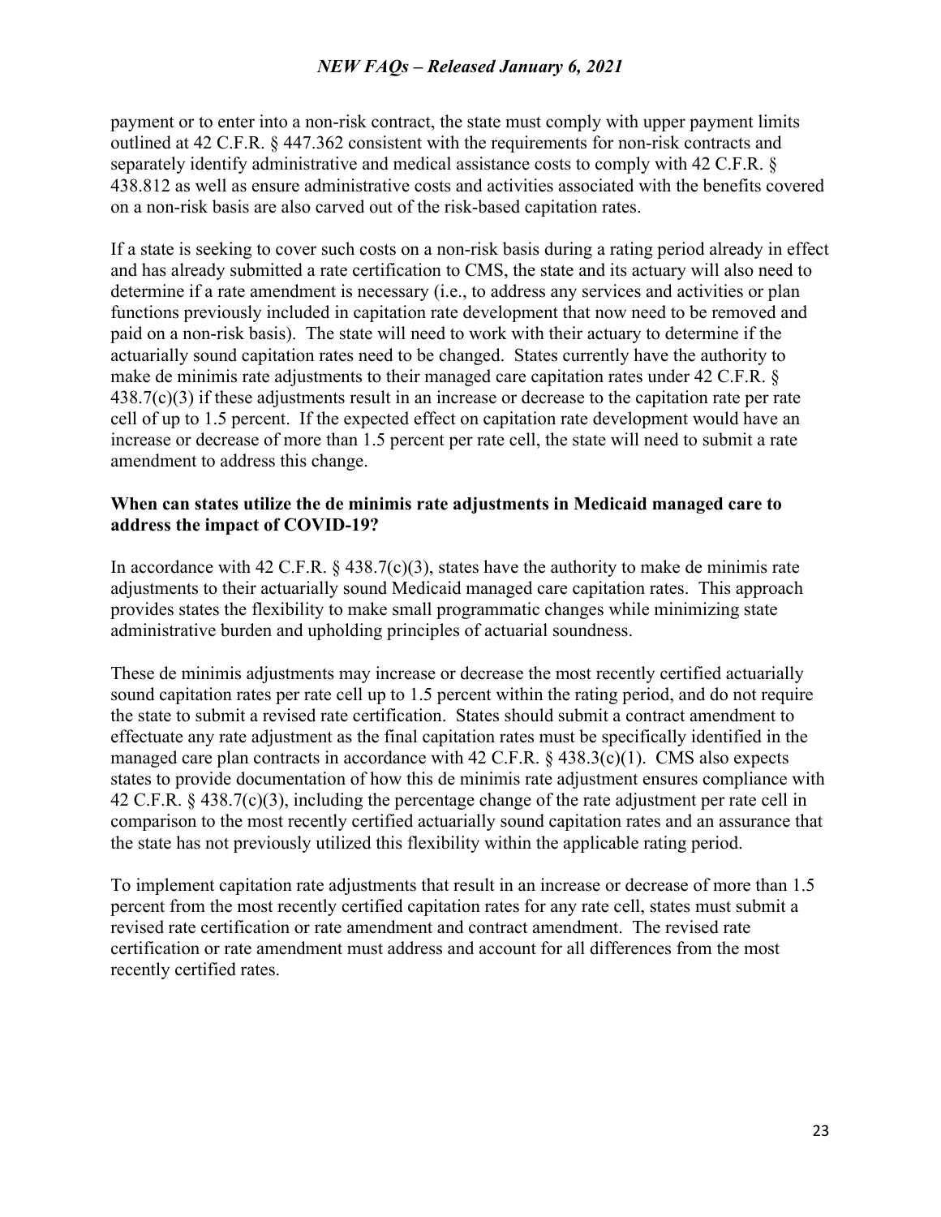payment or to enter into a non-risk contract, the state must comply with upper payment limits outlined at 42 C.F.R. § 447.362 consistent with the requirements for non-risk contracts and separately identify administrative and medical assistance costs to comply with 42 C.F.R. § 438.812 as well as ensure administrative costs and activities associated with the benefits covered on a non-risk basis are also carved out of the risk-based capitation rates.

If a state is seeking to cover such costs on a non-risk basis during a rating period already in effect and has already submitted a rate certification to CMS, the state and its actuary will also need to determine if a rate amendment is necessary (i.e., to address any services and activities or plan functions previously included in capitation rate development that now need to be removed and paid on a non-risk basis). The state will need to work with their actuary to determine if the actuarially sound capitation rates need to be changed. States currently have the authority to make de minimis rate adjustments to their managed care capitation rates under 42 C.F.R. § 438.7(c)(3) if these adjustments result in an increase or decrease to the capitation rate per rate cell of up to 1.5 percent. If the expected effect on capitation rate development would have an increase or decrease of more than 1.5 percent per rate cell, the state will need to submit a rate amendment to address this change.

**When can states utilize the de minimis rate adjustments in Medicaid managed care to address the impact of COVID-19?**

In accordance with 42 C.F.R. § 438.7(c)(3), states have the authority to make de minimis rate adjustments to their actuarially sound Medicaid managed care capitation rates. This approach provides states the flexibility to make small programmatic changes while minimizing state administrative burden and upholding principles of actuarial soundness.

These de minimis adjustments may increase or decrease the most recently certified actuarially sound capitation rates per rate cell up to 1.5 percent within the rating period, and do not require the state to submit a revised rate certification. States should submit a contract amendment to effectuate any rate adjustment as the final capitation rates must be specifically identified in the managed care plan contracts in accordance with 42 C.F.R. § 438.3(c)(1). CMS also expects states to provide documentation of how this de minimis rate adjustment ensures compliance with 42 C.F.R. § 438.7(c)(3), including the percentage change of the rate adjustment per rate cell in comparison to the most recently certified actuarially sound capitation rates and an assurance that the state has not previously utilized this flexibility within the applicable rating period.

To implement capitation rate adjustments that result in an increase or decrease of more than 1.5 percent from the most recently certified capitation rates for any rate cell, states must submit a revised rate certification or rate amendment and contract amendment. The revised rate certification or rate amendment must address and account for all differences from the most recently certified rates.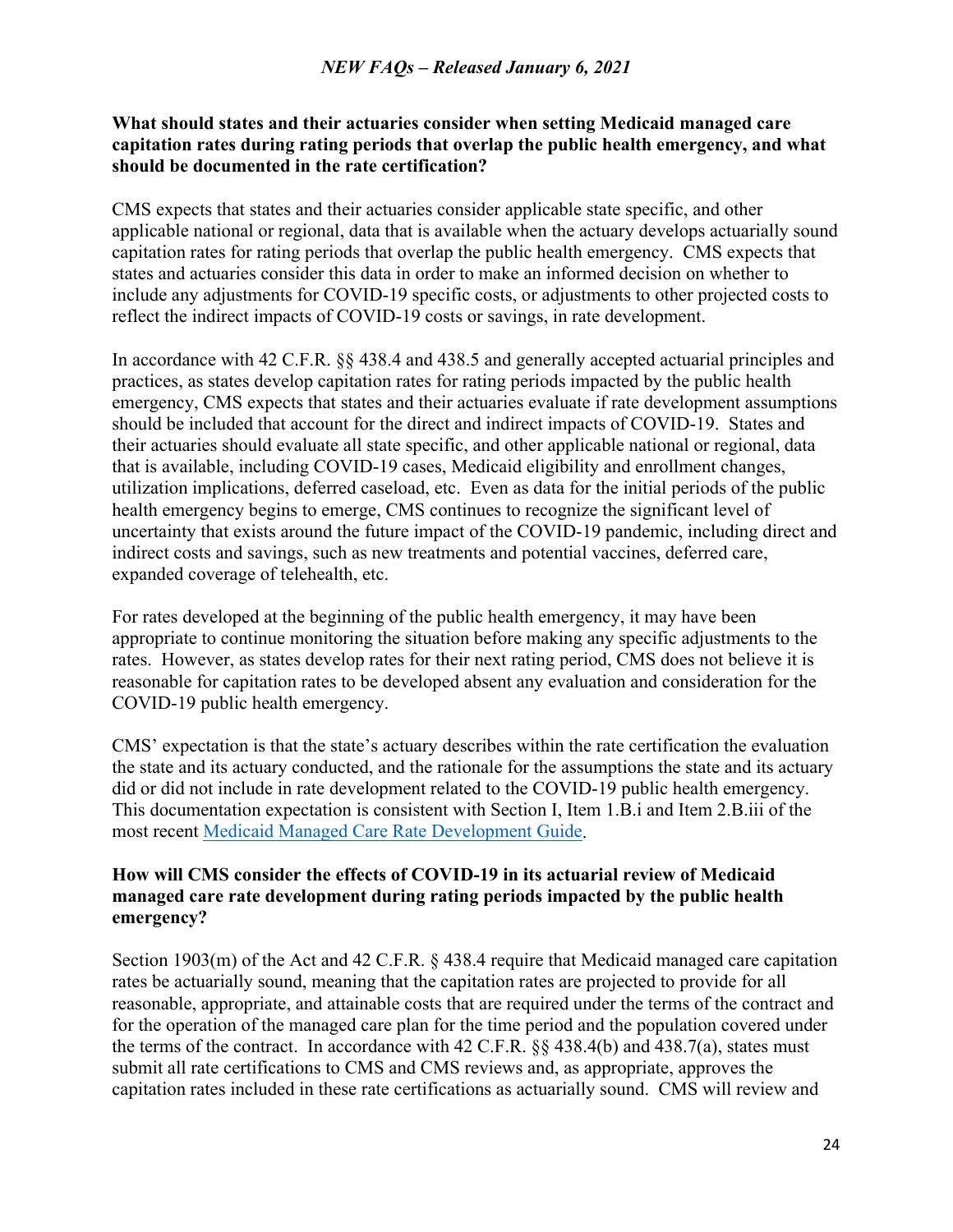*NEW FAQs – Released January 6, 2021*

**What should states and their actuaries consider when setting Medicaid managed care capitation rates during rating periods that overlap the public health emergency, and what should be documented in the rate certification?**

CMS expects that states and their actuaries consider applicable state specific, and other applicable national or regional, data that is available when the actuary develops actuarially sound capitation rates for rating periods that overlap the public health emergency. CMS expects that states and actuaries consider this data in order to make an informed decision on whether to include any adjustments for COVID-19 specific costs, or adjustments to other projected costs to reflect the indirect impacts of COVID-19 costs or savings, in rate development.

In accordance with 42 C.F.R. §§ 438.4 and 438.5 and generally accepted actuarial principles and practices, as states develop capitation rates for rating periods impacted by the public health emergency, CMS expects that states and their actuaries evaluate if rate development assumptions should be included that account for the direct and indirect impacts of COVID-19. States and their actuaries should evaluate all state specific, and other applicable national or regional, data that is available, including COVID-19 cases, Medicaid eligibility and enrollment changes, utilization implications, deferred caseload, etc. Even as data for the initial periods of the public health emergency begins to emerge, CMS continues to recognize the significant level of uncertainty that exists around the future impact of the COVID-19 pandemic, including direct and indirect costs and savings, such as new treatments and potential vaccines, deferred care, expanded coverage of telehealth, etc.

For rates developed at the beginning of the public health emergency, it may have been appropriate to continue monitoring the situation before making any specific adjustments to the rates. However, as states develop rates for their next rating period, CMS does not believe it is reasonable for capitation rates to be developed absent any evaluation and consideration for the COVID-19 public health emergency.

CMS' expectation is that the state's actuary describes within the rate certification the evaluation the state and its actuary conducted, and the rationale for the assumptions the state and its actuary did or did not include in rate development related to the COVID-19 public health emergency. This documentation expectation is consistent with Section I, Item 1.B.i and Item 2.B.iii of the most recent Medicaid Managed Care Rate Development Guide.

**How will CMS consider the effects of COVID-19 in its actuarial review of Medicaid managed care rate development during rating periods impacted by the public health emergency?**

Section 1903(m) of the Act and 42 C.F.R. § 438.4 require that Medicaid managed care capitation rates be actuarially sound, meaning that the capitation rates are projected to provide for all reasonable, appropriate, and attainable costs that are required under the terms of the contract and for the operation of the managed care plan for the time period and the population covered under the terms of the contract. In accordance with 42 C.F.R. §§ 438.4(b) and 438.7(a), states must submit all rate certifications to CMS and CMS reviews and, as appropriate, approves the capitation rates included in these rate certifications as actuarially sound. CMS will review and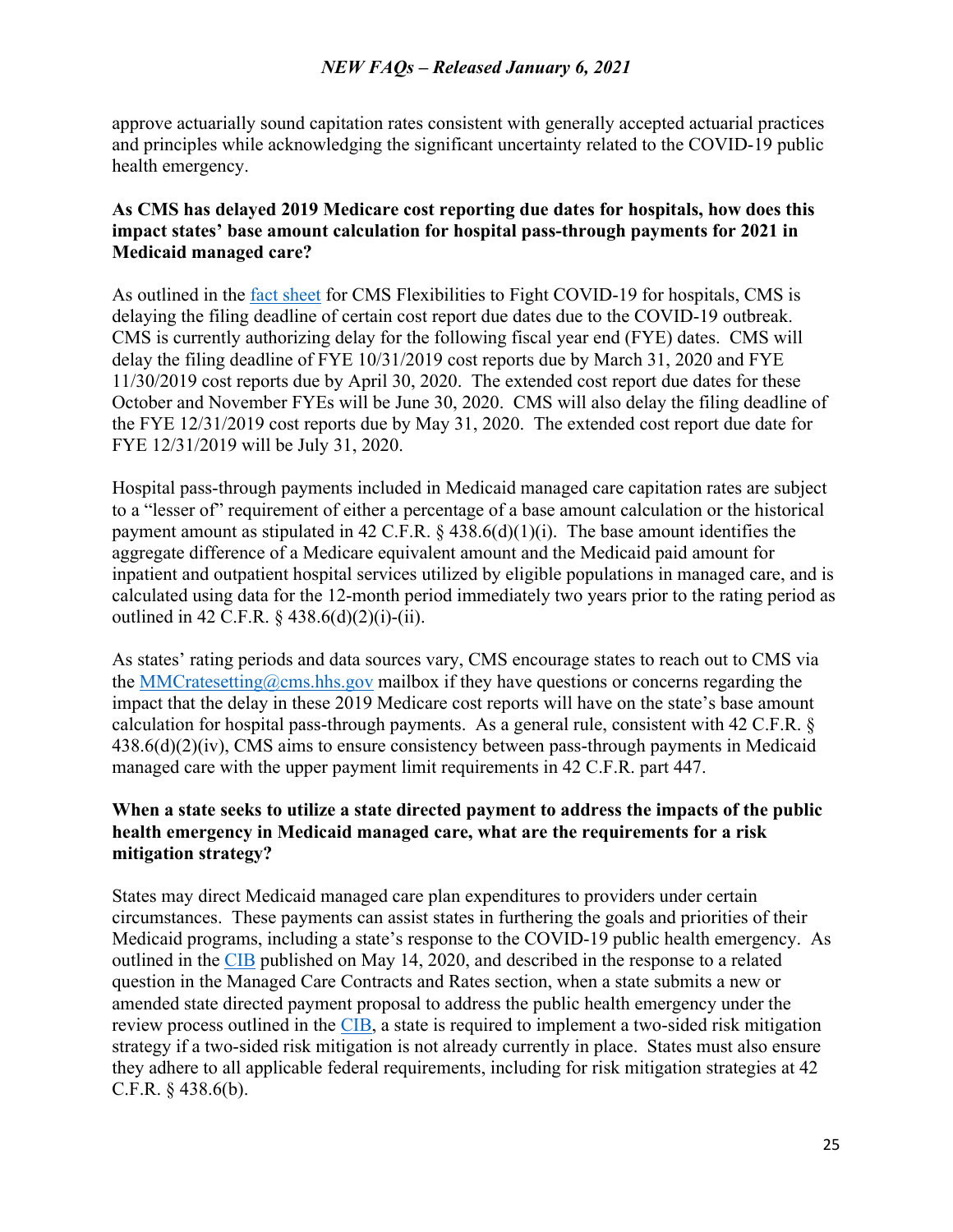approve actuarially sound capitation rates consistent with generally accepted actuarial practices and principles while acknowledging the significant uncertainty related to the COVID-19 public health emergency.

**As CMS has delayed 2019 Medicare cost reporting due dates for hospitals, how does this impact states' base amount calculation for hospital pass-through payments for 2021 in Medicaid managed care?**

As outlined in the [fact sheet](#) for CMS Flexibilities to Fight COVID-19 for hospitals, CMS is delaying the filing deadline of certain cost report due dates due to the COVID-19 outbreak. CMS is currently authorizing delay for the following fiscal year end (FYE) dates. CMS will delay the filing deadline of FYE 10/31/2019 cost reports due by March 31, 2020 and FYE 11/30/2019 cost reports due by April 30, 2020. The extended cost report due dates for these October and November FYEs will be June 30, 2020. CMS will also delay the filing deadline of the FYE 12/31/2019 cost reports due by May 31, 2020. The extended cost report due date for FYE 12/31/2019 will be July 31, 2020.

Hospital pass-through payments included in Medicaid managed care capitation rates are subject to a "lesser of" requirement of either a percentage of a base amount calculation or the historical payment amount as stipulated in 42 C.F.R. § 438.6(d)(1)(i). The base amount identifies the aggregate difference of a Medicare equivalent amount and the Medicaid paid amount for inpatient and outpatient hospital services utilized by eligible populations in managed care, and is calculated using data for the 12-month period immediately two years prior to the rating period as outlined in 42 C.F.R. § 438.6(d)(2)(i)-(ii).

As states' rating periods and data sources vary, CMS encourage states to reach out to CMS via the MMCratesetting@cms.hhs.gov mailbox if they have questions or concerns regarding the impact that the delay in these 2019 Medicare cost reports will have on the state's base amount calculation for hospital pass-through payments. As a general rule, consistent with 42 C.F.R. § 438.6(d)(2)(iv), CMS aims to ensure consistency between pass-through payments in Medicaid managed care with the upper payment limit requirements in 42 C.F.R. part 447.

**When a state seeks to utilize a state directed payment to address the impacts of the public health emergency in Medicaid managed care, what are the requirements for a risk mitigation strategy?**

States may direct Medicaid managed care plan expenditures to providers under certain circumstances. These payments can assist states in furthering the goals and priorities of their Medicaid programs, including a state's response to the COVID-19 public health emergency. As outlined in the [CIB](#) published on May 14, 2020, and described in the response to a related question in the Managed Care Contracts and Rates section, when a state submits a new or amended state directed payment proposal to address the public health emergency under the review process outlined in the [CIB](#), a state is required to implement a two-sided risk mitigation strategy if a two-sided risk mitigation is not already currently in place. States must also ensure they adhere to all applicable federal requirements, including for risk mitigation strategies at 42 C.F.R. § 438.6(b).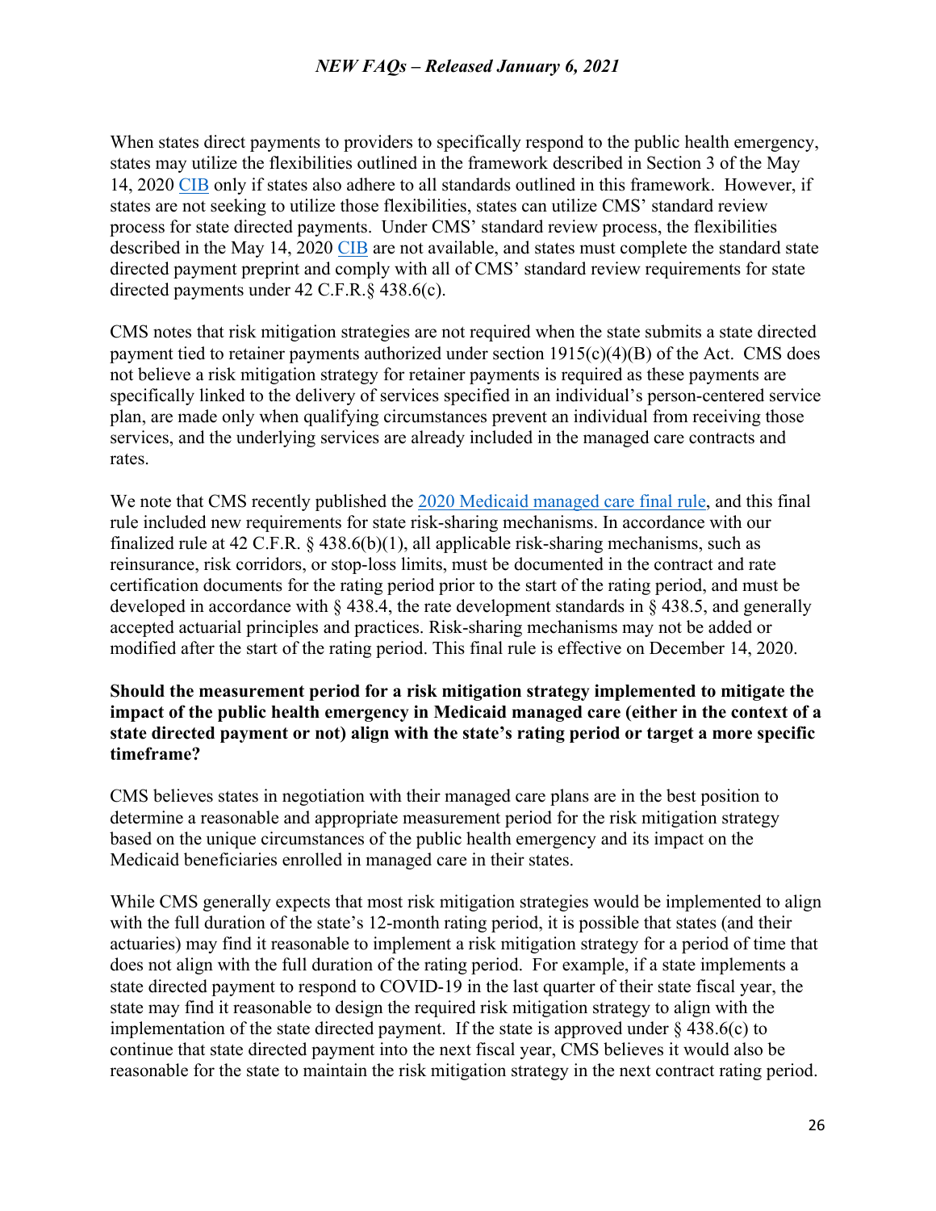When states direct payments to providers to specifically respond to the public health emergency, states may utilize the flexibilities outlined in the framework described in Section 3 of the May 14, 2020 CIB only if states also adhere to all standards outlined in this framework. However, if states are not seeking to utilize those flexibilities, states can utilize CMS' standard review process for state directed payments. Under CMS' standard review process, the flexibilities described in the May 14, 2020 CIB are not available, and states must complete the standard state directed payment preprint and comply with all of CMS' standard review requirements for state directed payments under 42 C.F.R.§ 438.6(c).

CMS notes that risk mitigation strategies are not required when the state submits a state directed payment tied to retainer payments authorized under section 1915(c)(4)(B) of the Act. CMS does not believe a risk mitigation strategy for retainer payments is required as these payments are specifically linked to the delivery of services specified in an individual's person-centered service plan, are made only when qualifying circumstances prevent an individual from receiving those services, and the underlying services are already included in the managed care contracts and rates.

We note that CMS recently published the 2020 Medicaid managed care final rule, and this final rule included new requirements for state risk-sharing mechanisms. In accordance with our finalized rule at 42 C.F.R. § 438.6(b)(1), all applicable risk-sharing mechanisms, such as reinsurance, risk corridors, or stop-loss limits, must be documented in the contract and rate certification documents for the rating period prior to the start of the rating period, and must be developed in accordance with § 438.4, the rate development standards in § 438.5, and generally accepted actuarial principles and practices. Risk-sharing mechanisms may not be added or modified after the start of the rating period. This final rule is effective on December 14, 2020.

**Should the measurement period for a risk mitigation strategy implemented to mitigate the impact of the public health emergency in Medicaid managed care (either in the context of a state directed payment or not) align with the state's rating period or target a more specific timeframe?**

CMS believes states in negotiation with their managed care plans are in the best position to determine a reasonable and appropriate measurement period for the risk mitigation strategy based on the unique circumstances of the public health emergency and its impact on the Medicaid beneficiaries enrolled in managed care in their states.

While CMS generally expects that most risk mitigation strategies would be implemented to align with the full duration of the state's 12-month rating period, it is possible that states (and their actuaries) may find it reasonable to implement a risk mitigation strategy for a period of time that does not align with the full duration of the rating period. For example, if a state implements a state directed payment to respond to COVID-19 in the last quarter of their state fiscal year, the state may find it reasonable to design the required risk mitigation strategy to align with the implementation of the state directed payment. If the state is approved under § 438.6(c) to continue that state directed payment into the next fiscal year, CMS believes it would also be reasonable for the state to maintain the risk mitigation strategy in the next contract rating period.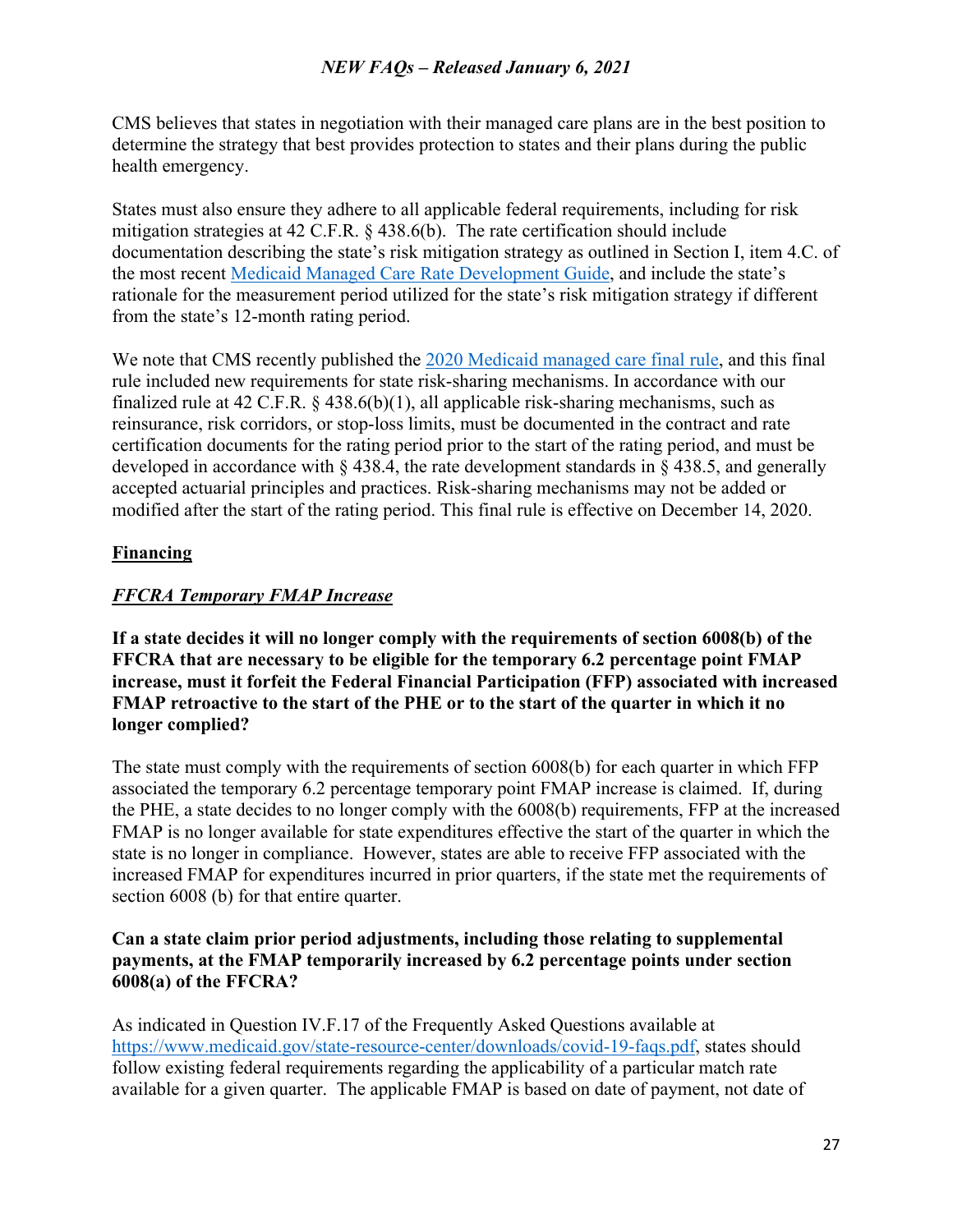CMS believes that states in negotiation with their managed care plans are in the best position to determine the strategy that best provides protection to states and their plans during the public health emergency.

States must also ensure they adhere to all applicable federal requirements, including for risk mitigation strategies at 42 C.F.R. § 438.6(b). The rate certification should include documentation describing the state's risk mitigation strategy as outlined in Section I, item 4.C. of the most recent [Medicaid Managed Care Rate Development Guide](), and include the state's rationale for the measurement period utilized for the state's risk mitigation strategy if different from the state's 12-month rating period.

We note that CMS recently published the [2020 Medicaid managed care final rule](), and this final rule included new requirements for state risk-sharing mechanisms. In accordance with our finalized rule at 42 C.F.R. § 438.6(b)(1), all applicable risk-sharing mechanisms, such as reinsurance, risk corridors, or stop-loss limits, must be documented in the contract and rate certification documents for the rating period prior to the start of the rating period, and must be developed in accordance with § 438.4, the rate development standards in § 438.5, and generally accepted actuarial principles and practices. Risk-sharing mechanisms may not be added or modified after the start of the rating period. This final rule is effective on December 14, 2020.

## <u>Financing</u>

### <u>*FFCRA Temporary FMAP Increase*</u>

**If a state decides it will no longer comply with the requirements of section 6008(b) of the FFCRA that are necessary to be eligible for the temporary 6.2 percentage point FMAP increase, must it forfeit the Federal Financial Participation (FFP) associated with increased FMAP retroactive to the start of the PHE or to the start of the quarter in which it no longer complied?**

The state must comply with the requirements of section 6008(b) for each quarter in which FFP associated the temporary 6.2 percentage temporary point FMAP increase is claimed. If, during the PHE, a state decides to no longer comply with the 6008(b) requirements, FFP at the increased FMAP is no longer available for state expenditures effective the start of the quarter in which the state is no longer in compliance. However, states are able to receive FFP associated with the increased FMAP for expenditures incurred in prior quarters, if the state met the requirements of section 6008 (b) for that entire quarter.

**Can a state claim prior period adjustments, including those relating to supplemental payments, at the FMAP temporarily increased by 6.2 percentage points under section 6008(a) of the FFCRA?**

As indicated in Question IV.F.17 of the Frequently Asked Questions available at https://www.medicaid.gov/state-resource-center/downloads/covid-19-faqs.pdf, states should follow existing federal requirements regarding the applicability of a particular match rate available for a given quarter. The applicable FMAP is based on date of payment, not date of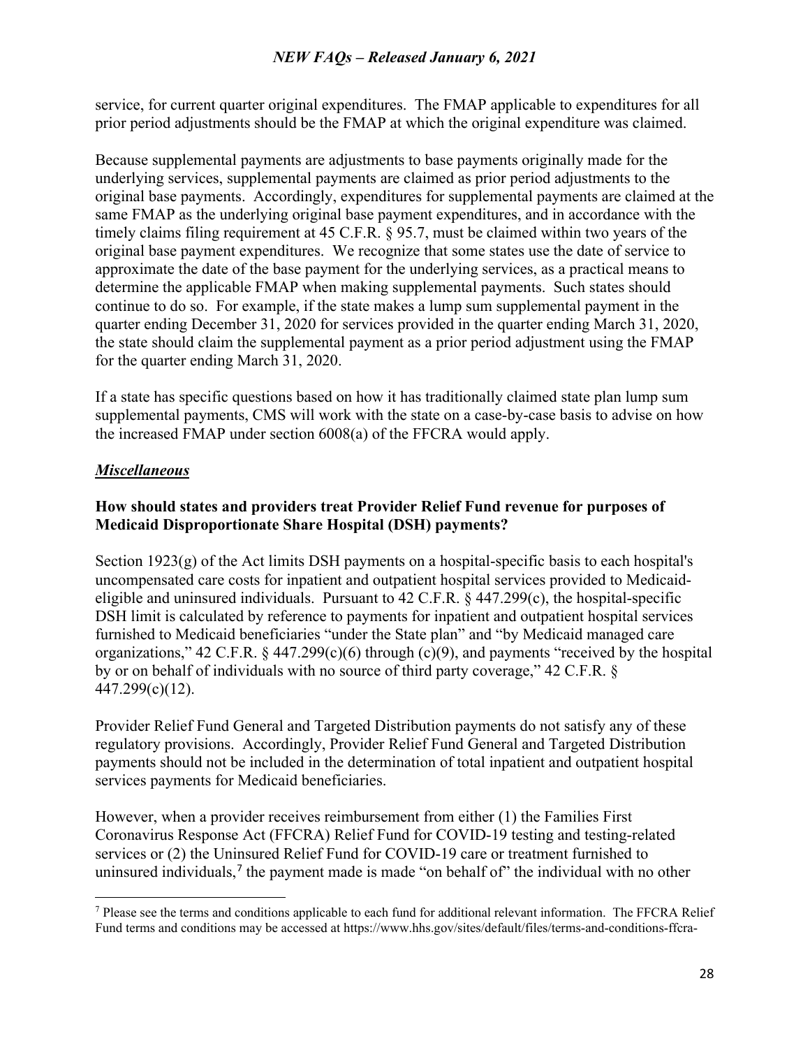service, for current quarter original expenditures. The FMAP applicable to expenditures for all prior period adjustments should be the FMAP at which the original expenditure was claimed.

Because supplemental payments are adjustments to base payments originally made for the underlying services, supplemental payments are claimed as prior period adjustments to the original base payments. Accordingly, expenditures for supplemental payments are claimed at the same FMAP as the underlying original base payment expenditures, and in accordance with the timely claims filing requirement at 45 C.F.R. § 95.7, must be claimed within two years of the original base payment expenditures. We recognize that some states use the date of service to approximate the date of the base payment for the underlying services, as a practical means to determine the applicable FMAP when making supplemental payments. Such states should continue to do so. For example, if the state makes a lump sum supplemental payment in the quarter ending December 31, 2020 for services provided in the quarter ending March 31, 2020, the state should claim the supplemental payment as a prior period adjustment using the FMAP for the quarter ending March 31, 2020.

If a state has specific questions based on how it has traditionally claimed state plan lump sum supplemental payments, CMS will work with the state on a case-by-case basis to advise on how the increased FMAP under section 6008(a) of the FFCRA would apply.

## ***Miscellaneous***

**How should states and providers treat Provider Relief Fund revenue for purposes of Medicaid Disproportionate Share Hospital (DSH) payments?**

Section 1923(g) of the Act limits DSH payments on a hospital-specific basis to each hospital's uncompensated care costs for inpatient and outpatient hospital services provided to Medicaid-eligible and uninsured individuals. Pursuant to 42 C.F.R. § 447.299(c), the hospital-specific DSH limit is calculated by reference to payments for inpatient and outpatient hospital services furnished to Medicaid beneficiaries "under the State plan" and "by Medicaid managed care organizations," 42 C.F.R. § 447.299(c)(6) through (c)(9), and payments "received by the hospital by or on behalf of individuals with no source of third party coverage," 42 C.F.R. § 447.299(c)(12).

Provider Relief Fund General and Targeted Distribution payments do not satisfy any of these regulatory provisions. Accordingly, Provider Relief Fund General and Targeted Distribution payments should not be included in the determination of total inpatient and outpatient hospital services payments for Medicaid beneficiaries.

However, when a provider receives reimbursement from either (1) the Families First Coronavirus Response Act (FFCRA) Relief Fund for COVID-19 testing and testing-related services or (2) the Uninsured Relief Fund for COVID-19 care or treatment furnished to uninsured individuals,[7] the payment made is made "on behalf of" the individual with no other

[7] Please see the terms and conditions applicable to each fund for additional relevant information. The FFCRA Relief Fund terms and conditions may be accessed at https://www.hhs.gov/sites/default/files/terms-and-conditions-ffcra-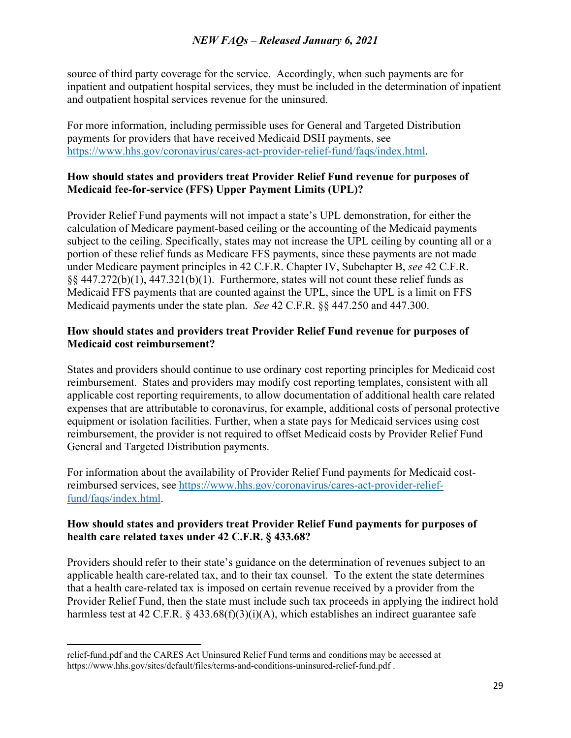source of third party coverage for the service. Accordingly, when such payments are for inpatient and outpatient hospital services, they must be included in the determination of inpatient and outpatient hospital services revenue for the uninsured.

For more information, including permissible uses for General and Targeted Distribution payments for providers that have received Medicaid DSH payments, see https://www.hhs.gov/coronavirus/cares-act-provider-relief-fund/faqs/index.html.

**How should states and providers treat Provider Relief Fund revenue for purposes of Medicaid fee-for-service (FFS) Upper Payment Limits (UPL)?**

Provider Relief Fund payments will not impact a state's UPL demonstration, for either the calculation of Medicare payment-based ceiling or the accounting of the Medicaid payments subject to the ceiling. Specifically, states may not increase the UPL ceiling by counting all or a portion of these relief funds as Medicare FFS payments, since these payments are not made under Medicare payment principles in 42 C.F.R. Chapter IV, Subchapter B, *see* 42 C.F.R. §§ 447.272(b)(1), 447.321(b)(1). Furthermore, states will not count these relief funds as Medicaid FFS payments that are counted against the UPL, since the UPL is a limit on FFS Medicaid payments under the state plan. *See* 42 C.F.R. §§ 447.250 and 447.300.

**How should states and providers treat Provider Relief Fund revenue for purposes of Medicaid cost reimbursement?**

States and providers should continue to use ordinary cost reporting principles for Medicaid cost reimbursement. States and providers may modify cost reporting templates, consistent with all applicable cost reporting requirements, to allow documentation of additional health care related expenses that are attributable to coronavirus, for example, additional costs of personal protective equipment or isolation facilities. Further, when a state pays for Medicaid services using cost reimbursement, the provider is not required to offset Medicaid costs by Provider Relief Fund General and Targeted Distribution payments.

For information about the availability of Provider Relief Fund payments for Medicaid cost-reimbursed services, see https://www.hhs.gov/coronavirus/cares-act-provider-relief-fund/faqs/index.html.

**How should states and providers treat Provider Relief Fund payments for purposes of health care related taxes under 42 C.F.R. § 433.68?**

Providers should refer to their state's guidance on the determination of revenues subject to an applicable health care-related tax, and to their tax counsel. To the extent the state determines that a health care-related tax is imposed on certain revenue received by a provider from the Provider Relief Fund, then the state must include such tax proceeds in applying the indirect hold harmless test at 42 C.F.R. § 433.68(f)(3)(i)(A), which establishes an indirect guarantee safe

relief-fund.pdf and the CARES Act Uninsured Relief Fund terms and conditions may be accessed at https://www.hhs.gov/sites/default/files/terms-and-conditions-uninsured-relief-fund.pdf .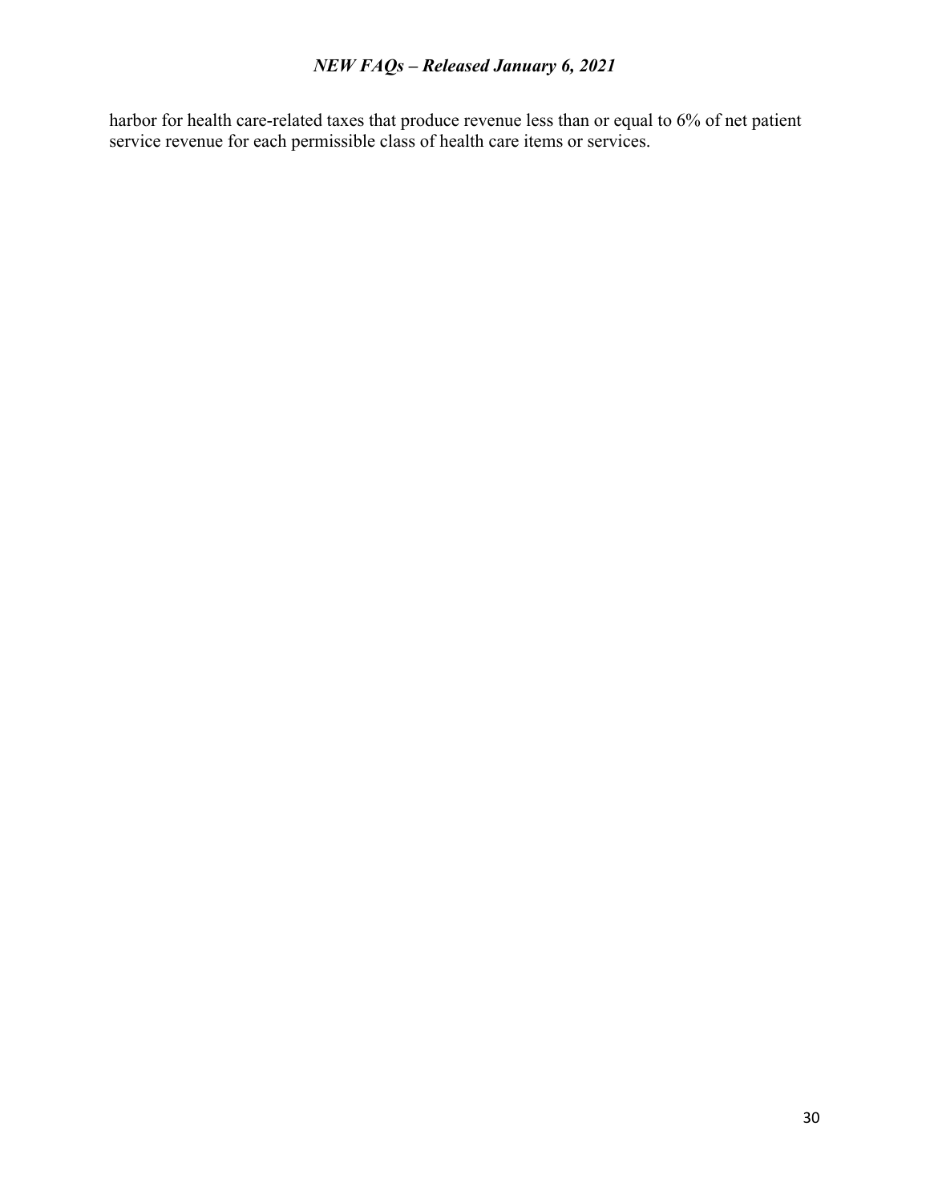harbor for health care-related taxes that produce revenue less than or equal to 6% of net patient service revenue for each permissible class of health care items or services.